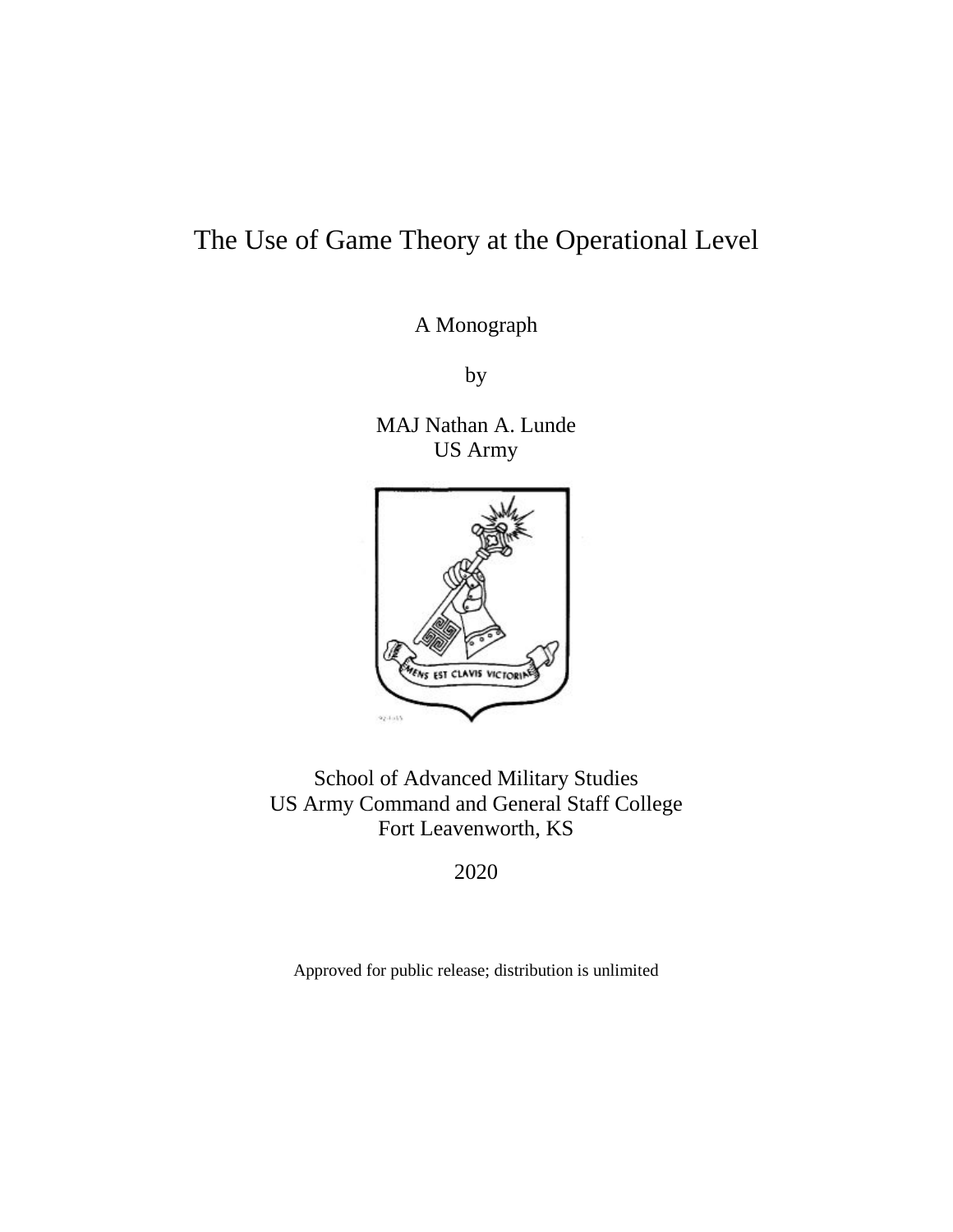# The Use of Game Theory at the Operational Level

A Monograph

by

MAJ Nathan A. Lunde
US Army

School of Advanced Military Studies
US Army Command and General Staff College
Fort Leavenworth, KS

2020

Approved for public release; distribution is unlimited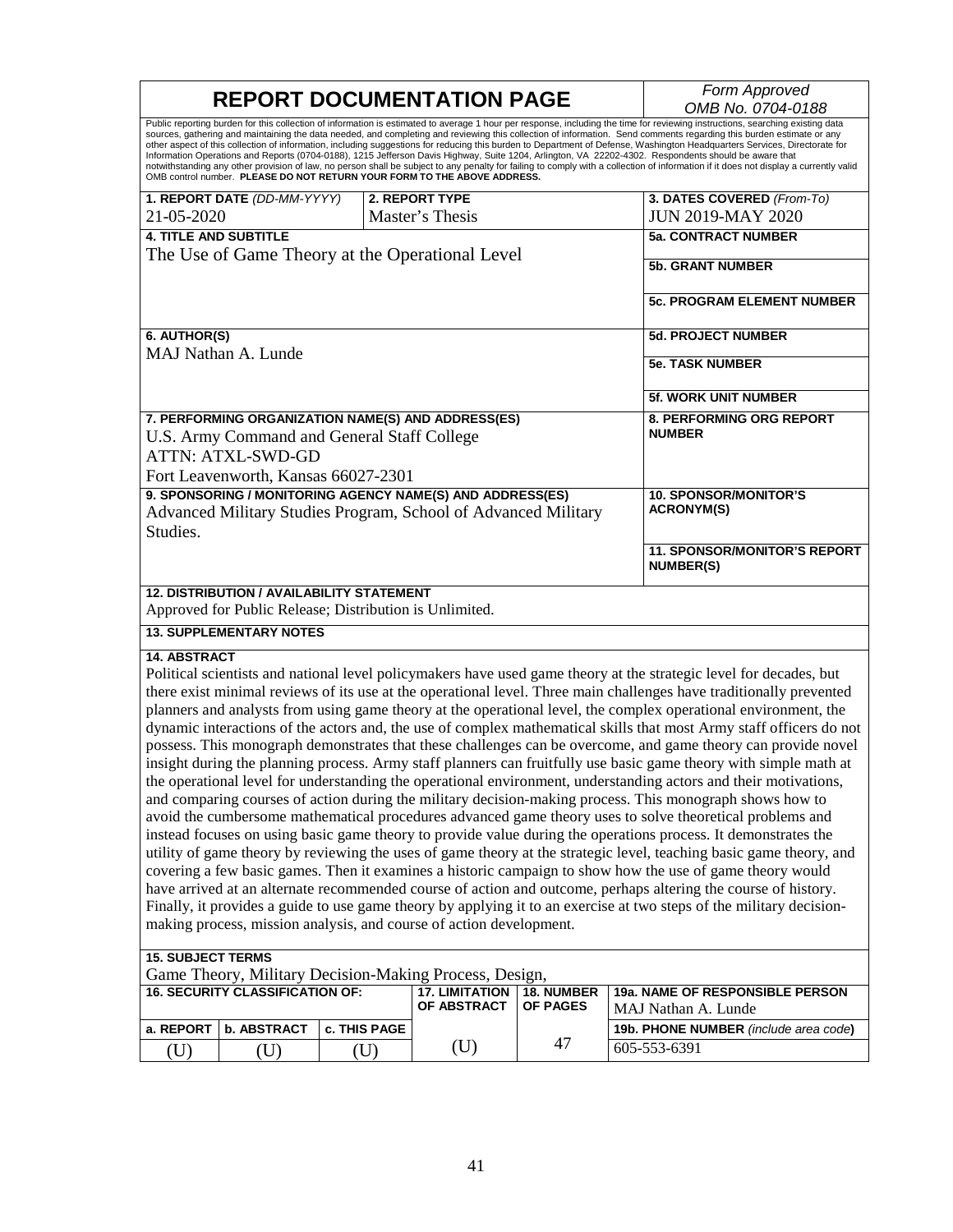# REPORT DOCUMENTATION PAGE

*Form Approved*
*OMB No. 0704-0188*

Public reporting burden for this collection of information is estimated to average 1 hour per response, including the time for reviewing instructions, searching existing data sources, gathering and maintaining the data needed, and completing and reviewing this collection of information. Send comments regarding this burden estimate or any other aspect of this collection of information, including suggestions for reducing this burden to Department of Defense, Washington Headquarters Services, Directorate for Information Operations and Reports (0704-0188), 1215 Jefferson Davis Highway, Suite 1204, Arlington, VA 22202-4302. Respondents should be aware that notwithstanding any other provision of law, no person shall be subject to any penalty for failing to comply with a collection of information if it does not display a currently valid OMB control number. **PLEASE DO NOT RETURN YOUR FORM TO THE ABOVE ADDRESS.**

| **1. REPORT DATE** *(DD-MM-YYYY)* | **2. REPORT TYPE** | **3. DATES COVERED** *(From-To)* |
|---|---|---|
| 21-05-2020 | Master's Thesis | JUN 2019-MAY 2020 |

**4. TITLE AND SUBTITLE**
The Use of Game Theory at the Operational Level

**5a. CONTRACT NUMBER**

**5b. GRANT NUMBER**

**5c. PROGRAM ELEMENT NUMBER**

**6. AUTHOR(S)**
MAJ Nathan A. Lunde

**5d. PROJECT NUMBER**

**5e. TASK NUMBER**

**5f. WORK UNIT NUMBER**

**7. PERFORMING ORGANIZATION NAME(S) AND ADDRESS(ES)**
U.S. Army Command and General Staff College
ATTN: ATXL-SWD-GD
Fort Leavenworth, Kansas 66027-2301

**8. PERFORMING ORG REPORT NUMBER**

**9. SPONSORING / MONITORING AGENCY NAME(S) AND ADDRESS(ES)**
Advanced Military Studies Program, School of Advanced Military Studies.

**10. SPONSOR/MONITOR'S ACRONYM(S)**

**11. SPONSOR/MONITOR'S REPORT NUMBER(S)**

**12. DISTRIBUTION / AVAILABILITY STATEMENT**
Approved for Public Release; Distribution is Unlimited.

**13. SUPPLEMENTARY NOTES**

**14. ABSTRACT**
Political scientists and national level policymakers have used game theory at the strategic level for decades, but there exist minimal reviews of its use at the operational level. Three main challenges have traditionally prevented planners and analysts from using game theory at the operational level, the complex operational environment, the dynamic interactions of the actors and, the use of complex mathematical skills that most Army staff officers do not possess. This monograph demonstrates that these challenges can be overcome, and game theory can provide novel insight during the planning process. Army staff planners can fruitfully use basic game theory with simple math at the operational level for understanding the operational environment, understanding actors and their motivations, and comparing courses of action during the military decision-making process. This monograph shows how to avoid the cumbersome mathematical procedures advanced game theory uses to solve theoretical problems and instead focuses on using basic game theory to provide value during the operations process. It demonstrates the utility of game theory by reviewing the uses of game theory at the strategic level, teaching basic game theory, and covering a few basic games. Then it examines a historic campaign to show how the use of game theory would have arrived at an alternate recommended course of action and outcome, perhaps altering the course of history. Finally, it provides a guide to use game theory by applying it to an exercise at two steps of the military decision-making process, mission analysis, and course of action development.

**15. SUBJECT TERMS**
Game Theory, Military Decision-Making Process, Design,

| **16. SECURITY CLASSIFICATION OF:** | | | **17. LIMITATION OF ABSTRACT** | **18. NUMBER OF PAGES** | **19a. NAME OF RESPONSIBLE PERSON** |
|---|---|---|---|---|---|
| | | | | | MAJ Nathan A. Lunde |
| **a. REPORT** | **b. ABSTRACT** | **c. THIS PAGE** | | | **19b. PHONE NUMBER** *(include area code)* |
| (U) | (U) | (U) | (U) | 47 | 605-553-6391 |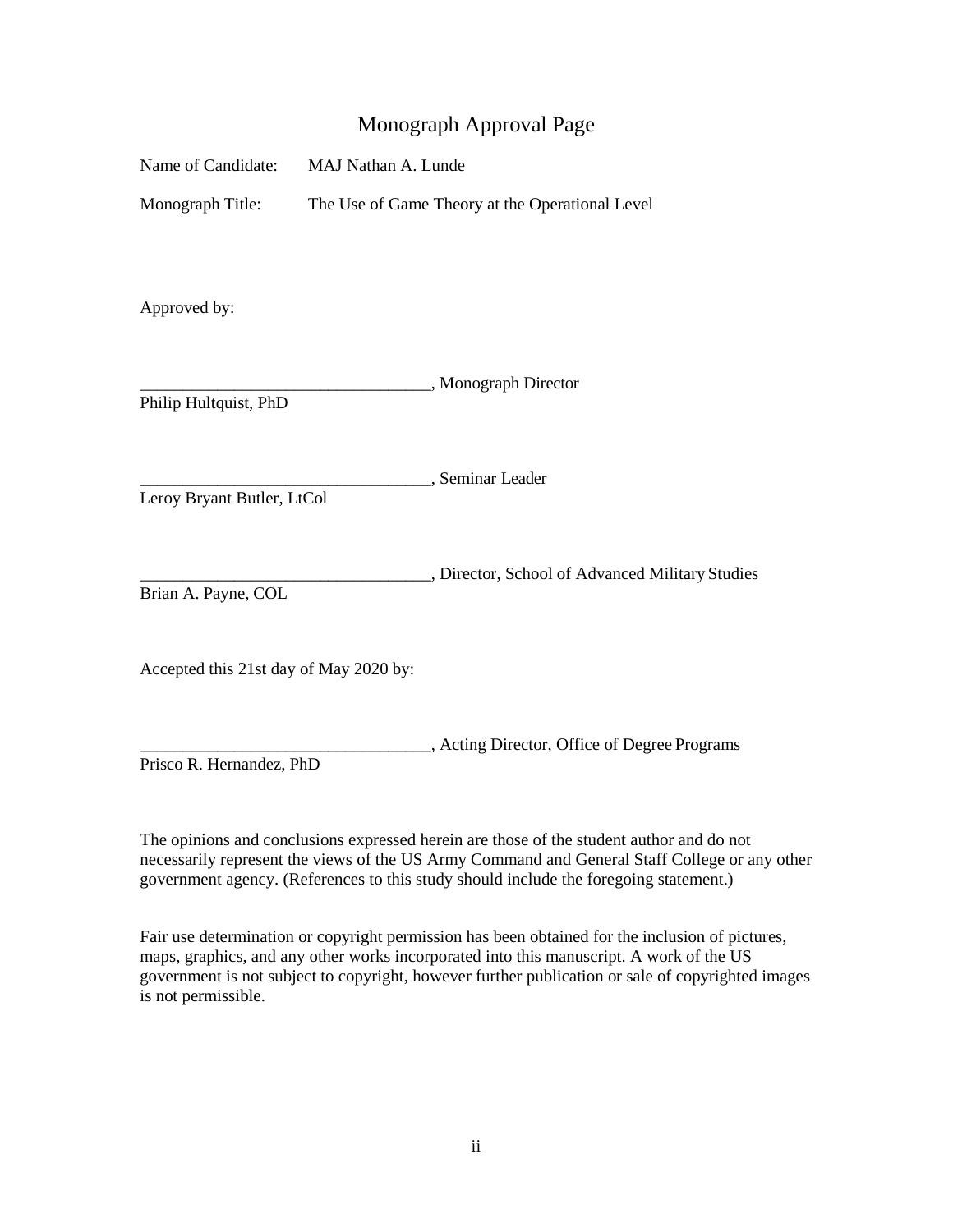# Monograph Approval Page

Name of Candidate: MAJ Nathan A. Lunde

Monograph Title: The Use of Game Theory at the Operational Level

Approved by:

__________________________________, Monograph Director
Philip Hultquist, PhD

__________________________________, Seminar Leader
Leroy Bryant Butler, LtCol

__________________________________, Director, School of Advanced Military Studies
Brian A. Payne, COL

Accepted this 21st day of May 2020 by:

__________________________________, Acting Director, Office of Degree Programs
Prisco R. Hernandez, PhD

The opinions and conclusions expressed herein are those of the student author and do not necessarily represent the views of the US Army Command and General Staff College or any other government agency. (References to this study should include the foregoing statement.)

Fair use determination or copyright permission has been obtained for the inclusion of pictures, maps, graphics, and any other works incorporated into this manuscript. A work of the US government is not subject to copyright, however further publication or sale of copyrighted images is not permissible.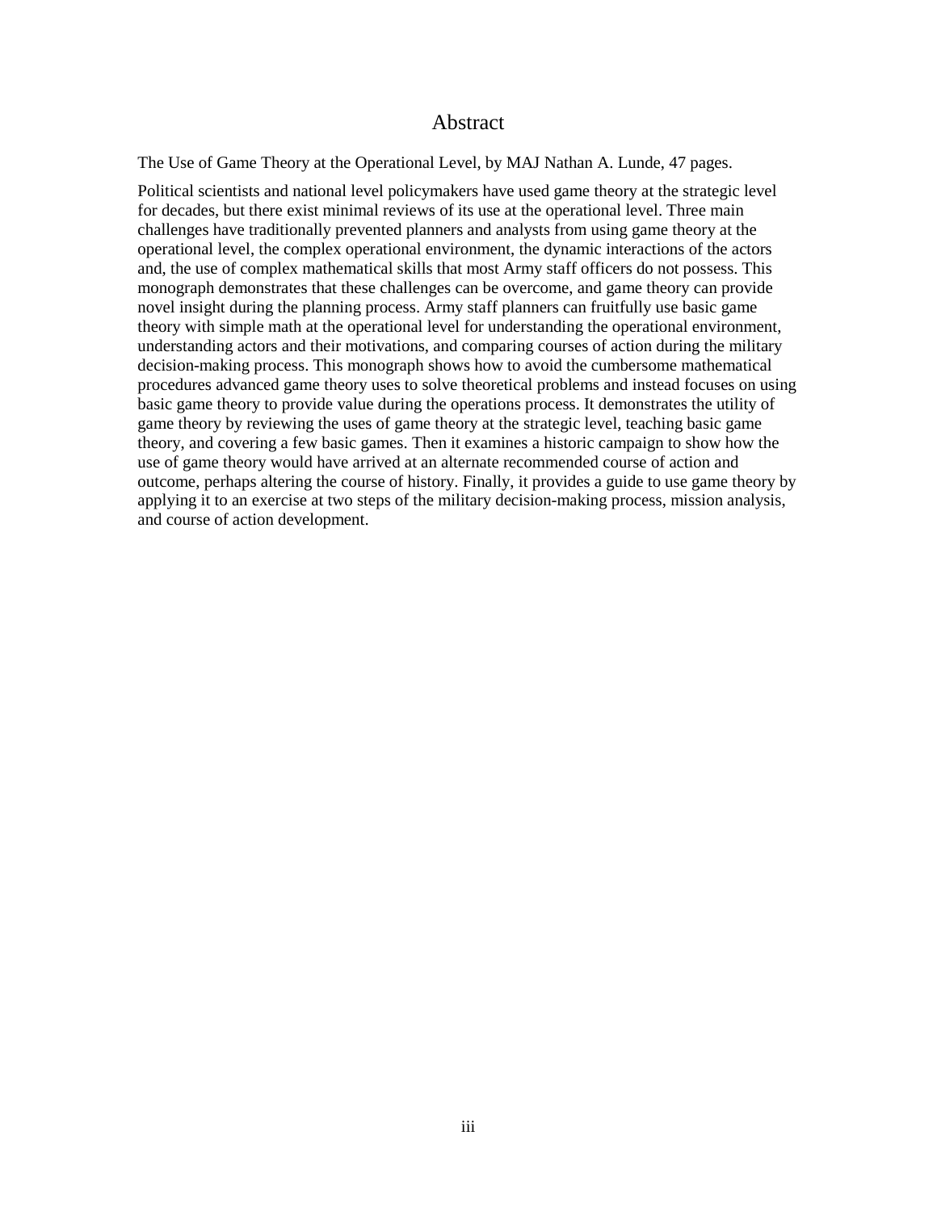# Abstract

The Use of Game Theory at the Operational Level, by MAJ Nathan A. Lunde, 47 pages.

Political scientists and national level policymakers have used game theory at the strategic level for decades, but there exist minimal reviews of its use at the operational level. Three main challenges have traditionally prevented planners and analysts from using game theory at the operational level, the complex operational environment, the dynamic interactions of the actors and, the use of complex mathematical skills that most Army staff officers do not possess. This monograph demonstrates that these challenges can be overcome, and game theory can provide novel insight during the planning process. Army staff planners can fruitfully use basic game theory with simple math at the operational level for understanding the operational environment, understanding actors and their motivations, and comparing courses of action during the military decision-making process. This monograph shows how to avoid the cumbersome mathematical procedures advanced game theory uses to solve theoretical problems and instead focuses on using basic game theory to provide value during the operations process. It demonstrates the utility of game theory by reviewing the uses of game theory at the strategic level, teaching basic game theory, and covering a few basic games. Then it examines a historic campaign to show how the use of game theory would have arrived at an alternate recommended course of action and outcome, perhaps altering the course of history. Finally, it provides a guide to use game theory by applying it to an exercise at two steps of the military decision-making process, mission analysis, and course of action development.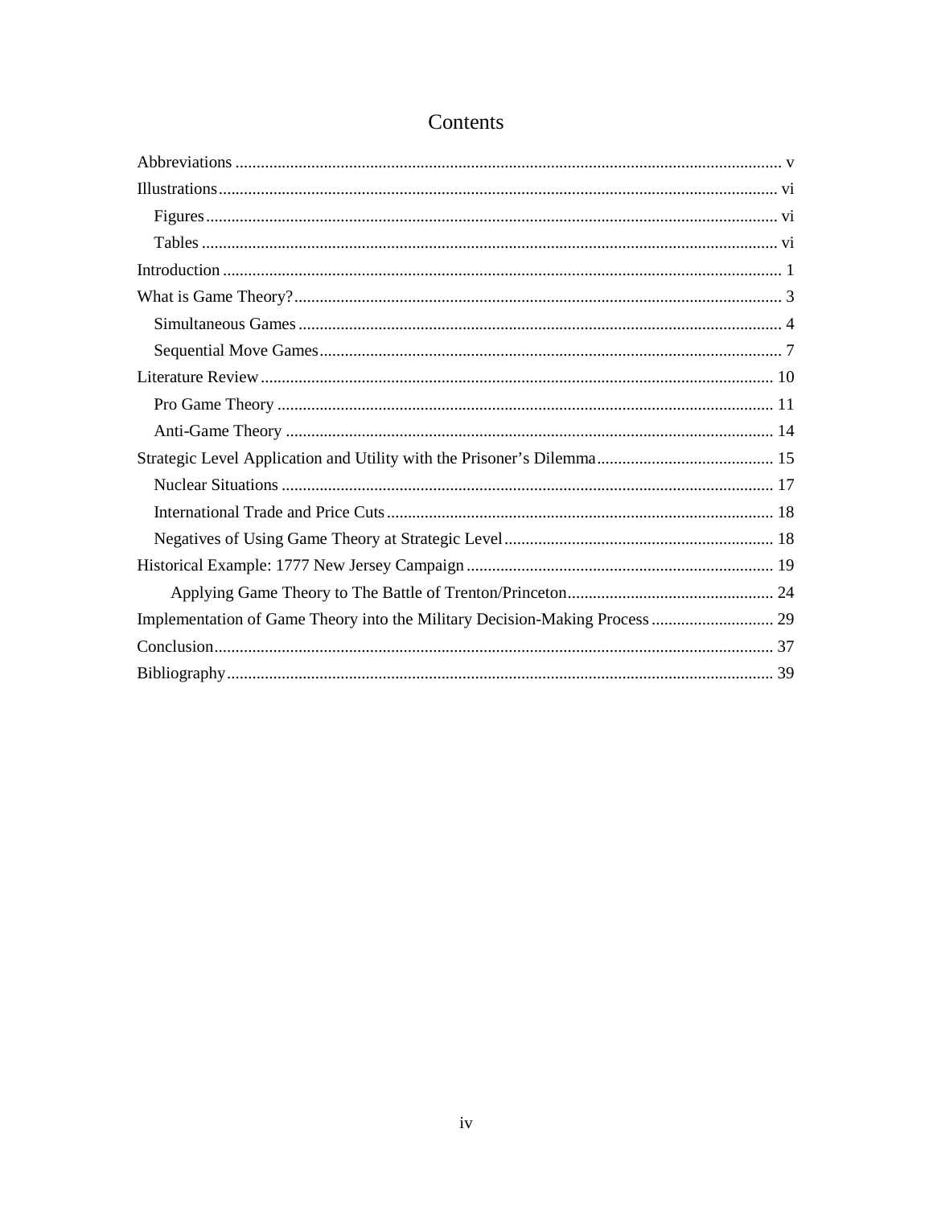# Contents

Abbreviations ..... v

Illustrations ..... vi

- Figures ..... vi
- Tables ..... vi

Introduction ..... 1

What is Game Theory? ..... 3

- Simultaneous Games ..... 4
- Sequential Move Games ..... 7

Literature Review ..... 10

- Pro Game Theory ..... 11
- Anti-Game Theory ..... 14

Strategic Level Application and Utility with the Prisoner's Dilemma ..... 15

- Nuclear Situations ..... 17
- International Trade and Price Cuts ..... 18
- Negatives of Using Game Theory at Strategic Level ..... 18

Historical Example: 1777 New Jersey Campaign ..... 19

- Applying Game Theory to The Battle of Trenton/Princeton ..... 24

Implementation of Game Theory into the Military Decision-Making Process ..... 29

Conclusion ..... 37

Bibliography ..... 39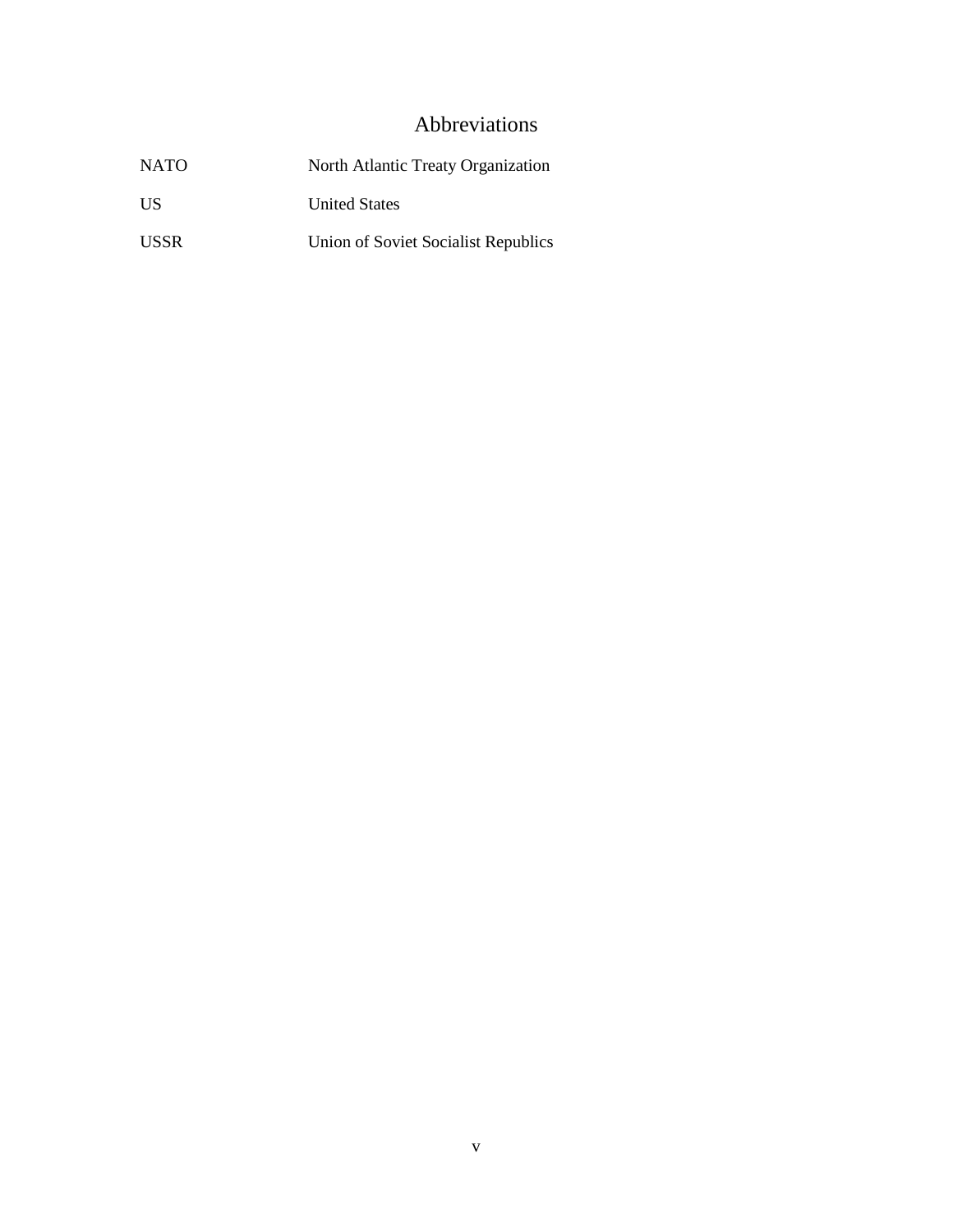# Abbreviations

| | |
|---|---|
| NATO | North Atlantic Treaty Organization |
| US | United States |
| USSR | Union of Soviet Socialist Republics |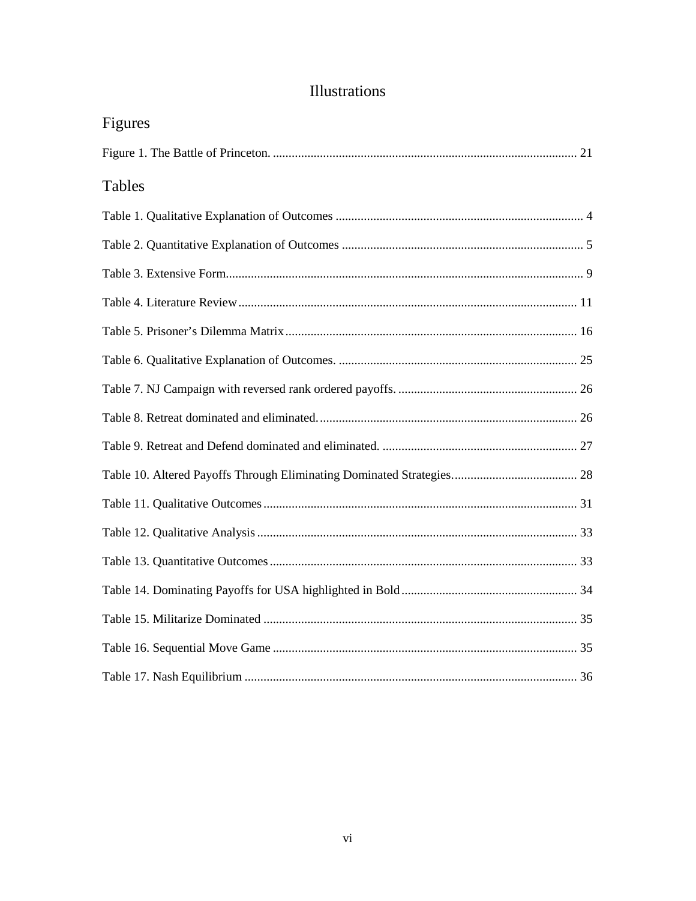# Illustrations

## Figures

Figure 1. The Battle of Princeton. ........................................ 21

## Tables

Table 1. Qualitative Explanation of Outcomes ........................................ 4

Table 2. Quantitative Explanation of Outcomes ........................................ 5

Table 3. Extensive Form........................................ 9

Table 4. Literature Review........................................ 11

Table 5. Prisoner's Dilemma Matrix........................................ 16

Table 6. Qualitative Explanation of Outcomes. ........................................ 25

Table 7. NJ Campaign with reversed rank ordered payoffs. ........................................ 26

Table 8. Retreat dominated and eliminated. ........................................ 26

Table 9. Retreat and Defend dominated and eliminated. ........................................ 27

Table 10. Altered Payoffs Through Eliminating Dominated Strategies. ........................................ 28

Table 11. Qualitative Outcomes........................................ 31

Table 12. Qualitative Analysis........................................ 33

Table 13. Quantitative Outcomes........................................ 33

Table 14. Dominating Payoffs for USA highlighted in Bold........................................ 34

Table 15. Militarize Dominated ........................................ 35

Table 16. Sequential Move Game ........................................ 35

Table 17. Nash Equilibrium ........................................ 36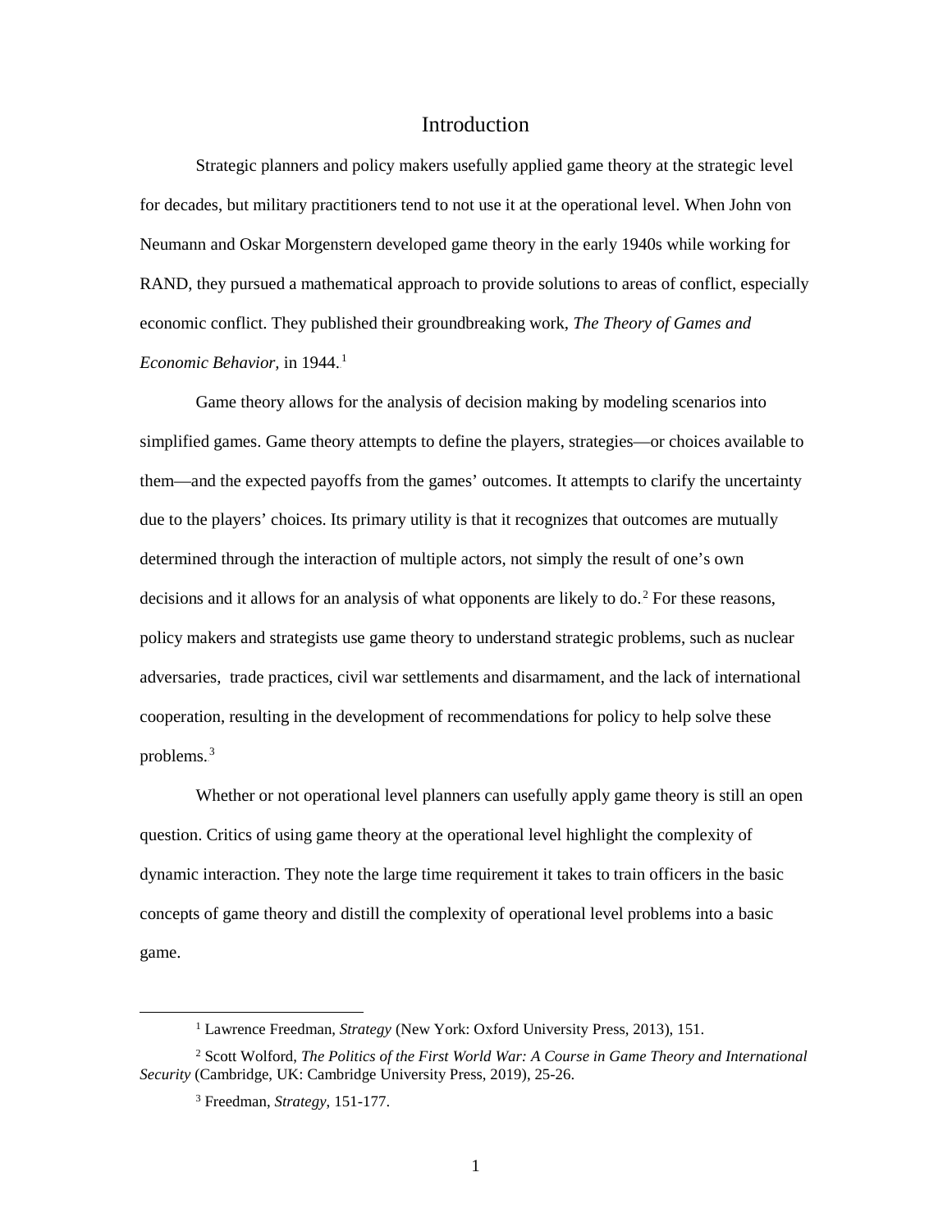# Introduction

Strategic planners and policy makers usefully applied game theory at the strategic level for decades, but military practitioners tend to not use it at the operational level. When John von Neumann and Oskar Morgenstern developed game theory in the early 1940s while working for RAND, they pursued a mathematical approach to provide solutions to areas of conflict, especially economic conflict. They published their groundbreaking work, *The Theory of Games and Economic Behavior*, in 1944.[1]

Game theory allows for the analysis of decision making by modeling scenarios into simplified games. Game theory attempts to define the players, strategies—or choices available to them—and the expected payoffs from the games' outcomes. It attempts to clarify the uncertainty due to the players' choices. Its primary utility is that it recognizes that outcomes are mutually determined through the interaction of multiple actors, not simply the result of one's own decisions and it allows for an analysis of what opponents are likely to do.[2] For these reasons, policy makers and strategists use game theory to understand strategic problems, such as nuclear adversaries, trade practices, civil war settlements and disarmament, and the lack of international cooperation, resulting in the development of recommendations for policy to help solve these problems.[3]

Whether or not operational level planners can usefully apply game theory is still an open question. Critics of using game theory at the operational level highlight the complexity of dynamic interaction. They note the large time requirement it takes to train officers in the basic concepts of game theory and distill the complexity of operational level problems into a basic game.

[1] Lawrence Freedman, *Strategy* (New York: Oxford University Press, 2013), 151.

[2] Scott Wolford, *The Politics of the First World War: A Course in Game Theory and International Security* (Cambridge, UK: Cambridge University Press, 2019), 25-26.

[3] Freedman, *Strategy*, 151-177.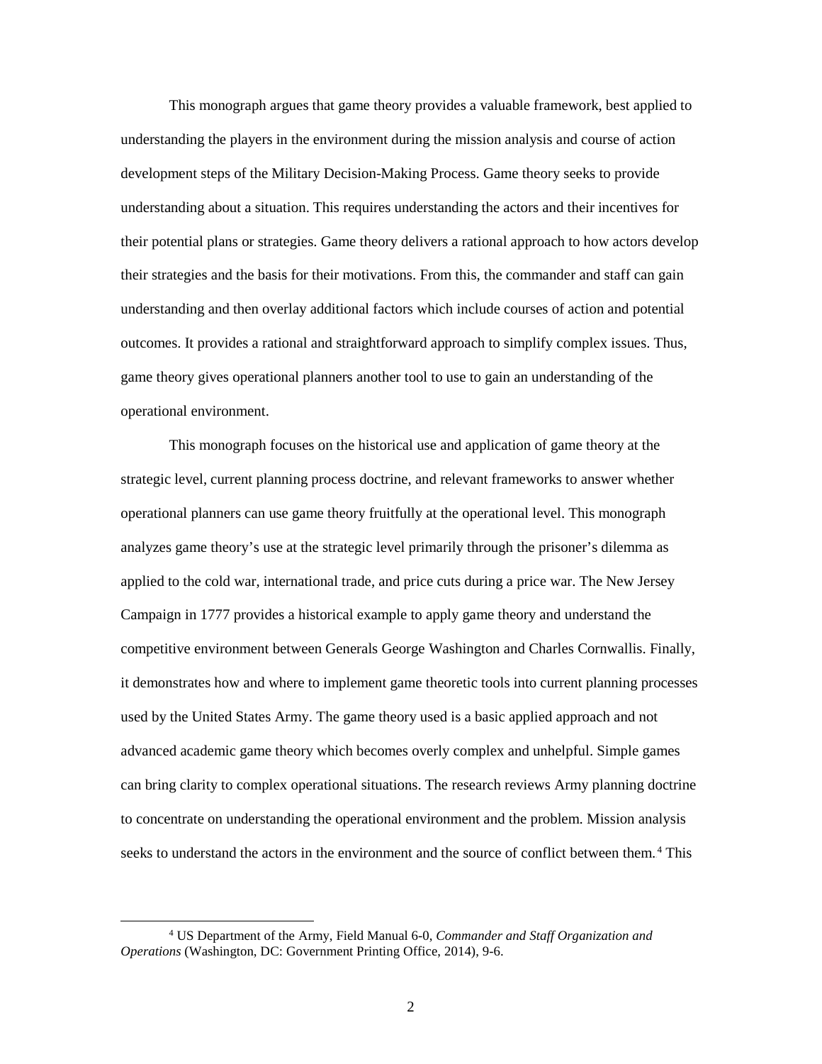This monograph argues that game theory provides a valuable framework, best applied to understanding the players in the environment during the mission analysis and course of action development steps of the Military Decision-Making Process. Game theory seeks to provide understanding about a situation. This requires understanding the actors and their incentives for their potential plans or strategies. Game theory delivers a rational approach to how actors develop their strategies and the basis for their motivations. From this, the commander and staff can gain understanding and then overlay additional factors which include courses of action and potential outcomes. It provides a rational and straightforward approach to simplify complex issues. Thus, game theory gives operational planners another tool to use to gain an understanding of the operational environment.

This monograph focuses on the historical use and application of game theory at the strategic level, current planning process doctrine, and relevant frameworks to answer whether operational planners can use game theory fruitfully at the operational level. This monograph analyzes game theory's use at the strategic level primarily through the prisoner's dilemma as applied to the cold war, international trade, and price cuts during a price war. The New Jersey Campaign in 1777 provides a historical example to apply game theory and understand the competitive environment between Generals George Washington and Charles Cornwallis. Finally, it demonstrates how and where to implement game theoretic tools into current planning processes used by the United States Army. The game theory used is a basic applied approach and not advanced academic game theory which becomes overly complex and unhelpful. Simple games can bring clarity to complex operational situations. The research reviews Army planning doctrine to concentrate on understanding the operational environment and the problem. Mission analysis seeks to understand the actors in the environment and the source of conflict between them.[4] This

[4] US Department of the Army, Field Manual 6-0, *Commander and Staff Organization and Operations* (Washington, DC: Government Printing Office, 2014), 9-6.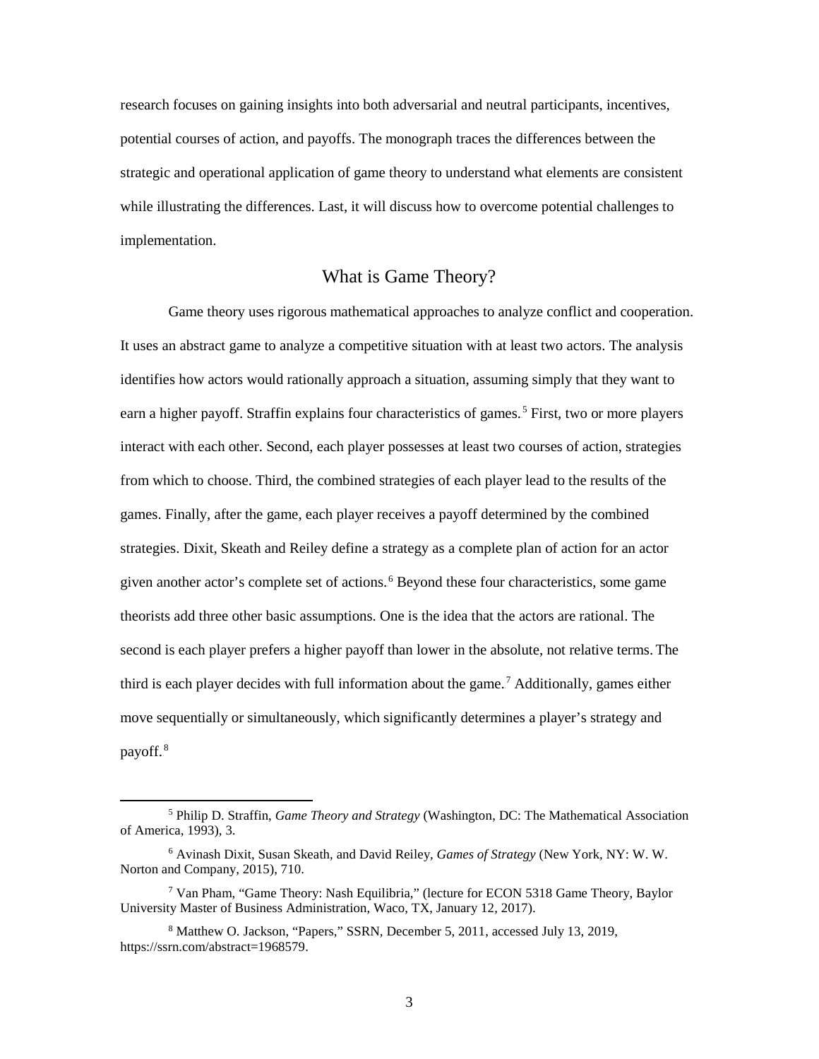research focuses on gaining insights into both adversarial and neutral participants, incentives, potential courses of action, and payoffs. The monograph traces the differences between the strategic and operational application of game theory to understand what elements are consistent while illustrating the differences. Last, it will discuss how to overcome potential challenges to implementation.

## What is Game Theory?

Game theory uses rigorous mathematical approaches to analyze conflict and cooperation. It uses an abstract game to analyze a competitive situation with at least two actors. The analysis identifies how actors would rationally approach a situation, assuming simply that they want to earn a higher payoff. Straffin explains four characteristics of games.[5] First, two or more players interact with each other. Second, each player possesses at least two courses of action, strategies from which to choose. Third, the combined strategies of each player lead to the results of the games. Finally, after the game, each player receives a payoff determined by the combined strategies. Dixit, Skeath and Reiley define a strategy as a complete plan of action for an actor given another actor's complete set of actions.[6] Beyond these four characteristics, some game theorists add three other basic assumptions. One is the idea that the actors are rational. The second is each player prefers a higher payoff than lower in the absolute, not relative terms. The third is each player decides with full information about the game.[7] Additionally, games either move sequentially or simultaneously, which significantly determines a player's strategy and payoff.[8]

---

[5] Philip D. Straffin, *Game Theory and Strategy* (Washington, DC: The Mathematical Association of America, 1993), 3.

[6] Avinash Dixit, Susan Skeath, and David Reiley, *Games of Strategy* (New York, NY: W. W. Norton and Company, 2015), 710.

[7] Van Pham, "Game Theory: Nash Equilibria," (lecture for ECON 5318 Game Theory, Baylor University Master of Business Administration, Waco, TX, January 12, 2017).

[8] Matthew O. Jackson, "Papers," SSRN, December 5, 2011, accessed July 13, 2019, https://ssrn.com/abstract=1968579.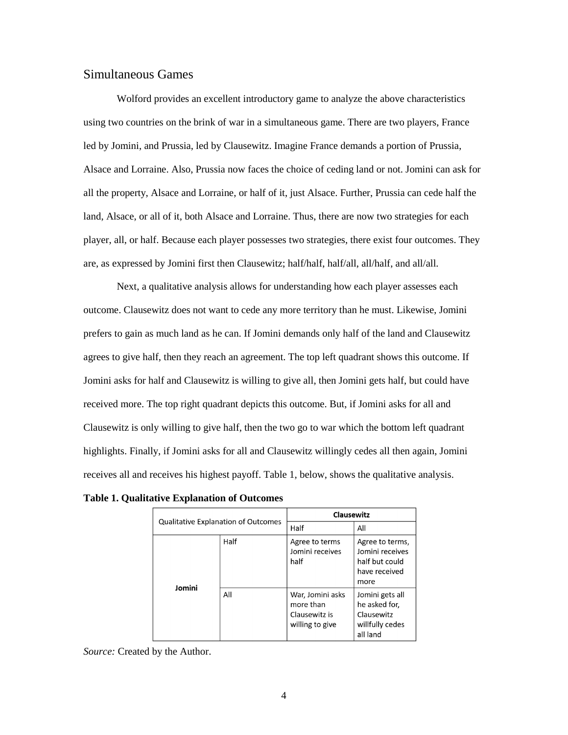## Simultaneous Games

Wolford provides an excellent introductory game to analyze the above characteristics using two countries on the brink of war in a simultaneous game. There are two players, France led by Jomini, and Prussia, led by Clausewitz. Imagine France demands a portion of Prussia, Alsace and Lorraine. Also, Prussia now faces the choice of ceding land or not. Jomini can ask for all the property, Alsace and Lorraine, or half of it, just Alsace. Further, Prussia can cede half the land, Alsace, or all of it, both Alsace and Lorraine. Thus, there are now two strategies for each player, all, or half. Because each player possesses two strategies, there exist four outcomes. They are, as expressed by Jomini first then Clausewitz; half/half, half/all, all/half, and all/all.

Next, a qualitative analysis allows for understanding how each player assesses each outcome. Clausewitz does not want to cede any more territory than he must. Likewise, Jomini prefers to gain as much land as he can. If Jomini demands only half of the land and Clausewitz agrees to give half, then they reach an agreement. The top left quadrant shows this outcome. If Jomini asks for half and Clausewitz is willing to give all, then Jomini gets half, but could have received more. The top right quadrant depicts this outcome. But, if Jomini asks for all and Clausewitz is only willing to give half, then the two go to war which the bottom left quadrant highlights. Finally, if Jomini asks for all and Clausewitz willingly cedes all then again, Jomini receives all and receives his highest payoff. Table 1, below, shows the qualitative analysis.

**Table 1. Qualitative Explanation of Outcomes**

| Qualitative Explanation of Outcomes | | **Clausewitz** | |
|---|---|---|---|
| | | Half | All |
| **Jomini** | Half | Agree to terms Jomini receives half | Agree to terms, Jomini receives half but could have received more |
| | All | War, Jomini asks more than Clausewitz is willing to give | Jomini gets all he asked for, Clausewitz willfully cedes all land |

*Source:* Created by the Author.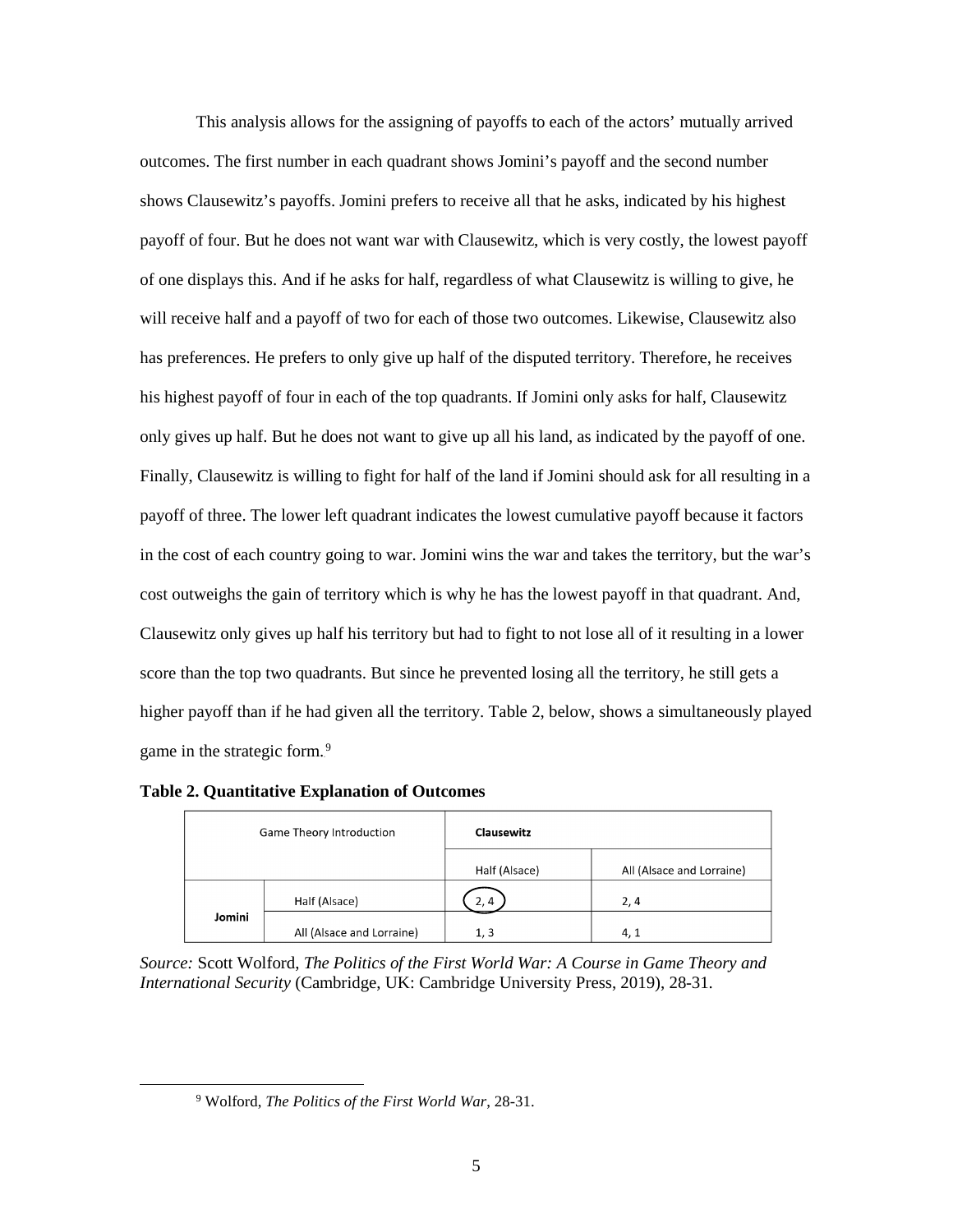This analysis allows for the assigning of payoffs to each of the actors' mutually arrived outcomes. The first number in each quadrant shows Jomini's payoff and the second number shows Clausewitz's payoffs. Jomini prefers to receive all that he asks, indicated by his highest payoff of four. But he does not want war with Clausewitz, which is very costly, the lowest payoff of one displays this. And if he asks for half, regardless of what Clausewitz is willing to give, he will receive half and a payoff of two for each of those two outcomes. Likewise, Clausewitz also has preferences. He prefers to only give up half of the disputed territory. Therefore, he receives his highest payoff of four in each of the top quadrants. If Jomini only asks for half, Clausewitz only gives up half. But he does not want to give up all his land, as indicated by the payoff of one. Finally, Clausewitz is willing to fight for half of the land if Jomini should ask for all resulting in a payoff of three. The lower left quadrant indicates the lowest cumulative payoff because it factors in the cost of each country going to war. Jomini wins the war and takes the territory, but the war's cost outweighs the gain of territory which is why he has the lowest payoff in that quadrant. And, Clausewitz only gives up half his territory but had to fight to not lose all of it resulting in a lower score than the top two quadrants. But since he prevented losing all the territory, he still gets a higher payoff than if he had given all the territory. Table 2, below, shows a simultaneously played game in the strategic form.[9]

**Table 2. Quantitative Explanation of Outcomes**

| Game Theory Introduction | | **Clausewitz** | |
|---|---|---|---|
| | | Half (Alsace) | All (Alsace and Lorraine) |
| **Jomini** | Half (Alsace) | (2, 4) | 2, 4 |
| | All (Alsace and Lorraine) | 1, 3 | 4, 1 |

*Source:* Scott Wolford, *The Politics of the First World War: A Course in Game Theory and International Security* (Cambridge, UK: Cambridge University Press, 2019), 28-31.

[9] Wolford, *The Politics of the First World War*, 28-31.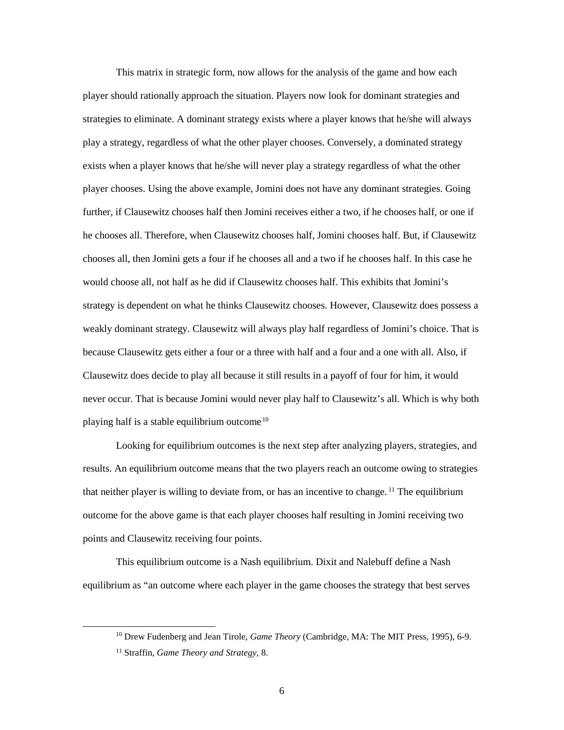This matrix in strategic form, now allows for the analysis of the game and how each player should rationally approach the situation. Players now look for dominant strategies and strategies to eliminate. A dominant strategy exists where a player knows that he/she will always play a strategy, regardless of what the other player chooses. Conversely, a dominated strategy exists when a player knows that he/she will never play a strategy regardless of what the other player chooses. Using the above example, Jomini does not have any dominant strategies. Going further, if Clausewitz chooses half then Jomini receives either a two, if he chooses half, or one if he chooses all. Therefore, when Clausewitz chooses half, Jomini chooses half. But, if Clausewitz chooses all, then Jomini gets a four if he chooses all and a two if he chooses half. In this case he would choose all, not half as he did if Clausewitz chooses half. This exhibits that Jomini's strategy is dependent on what he thinks Clausewitz chooses. However, Clausewitz does possess a weakly dominant strategy. Clausewitz will always play half regardless of Jomini's choice. That is because Clausewitz gets either a four or a three with half and a four and a one with all. Also, if Clausewitz does decide to play all because it still results in a payoff of four for him, it would never occur. That is because Jomini would never play half to Clausewitz's all. Which is why both playing half is a stable equilibrium outcome.[10]

Looking for equilibrium outcomes is the next step after analyzing players, strategies, and results. An equilibrium outcome means that the two players reach an outcome owing to strategies that neither player is willing to deviate from, or has an incentive to change.[11] The equilibrium outcome for the above game is that each player chooses half resulting in Jomini receiving two points and Clausewitz receiving four points.

This equilibrium outcome is a Nash equilibrium. Dixit and Nalebuff define a Nash equilibrium as "an outcome where each player in the game chooses the strategy that best serves

---

[10] Drew Fudenberg and Jean Tirole, *Game Theory* (Cambridge, MA: The MIT Press, 1995), 6-9.

[11] Straffin, *Game Theory and Strategy*, 8.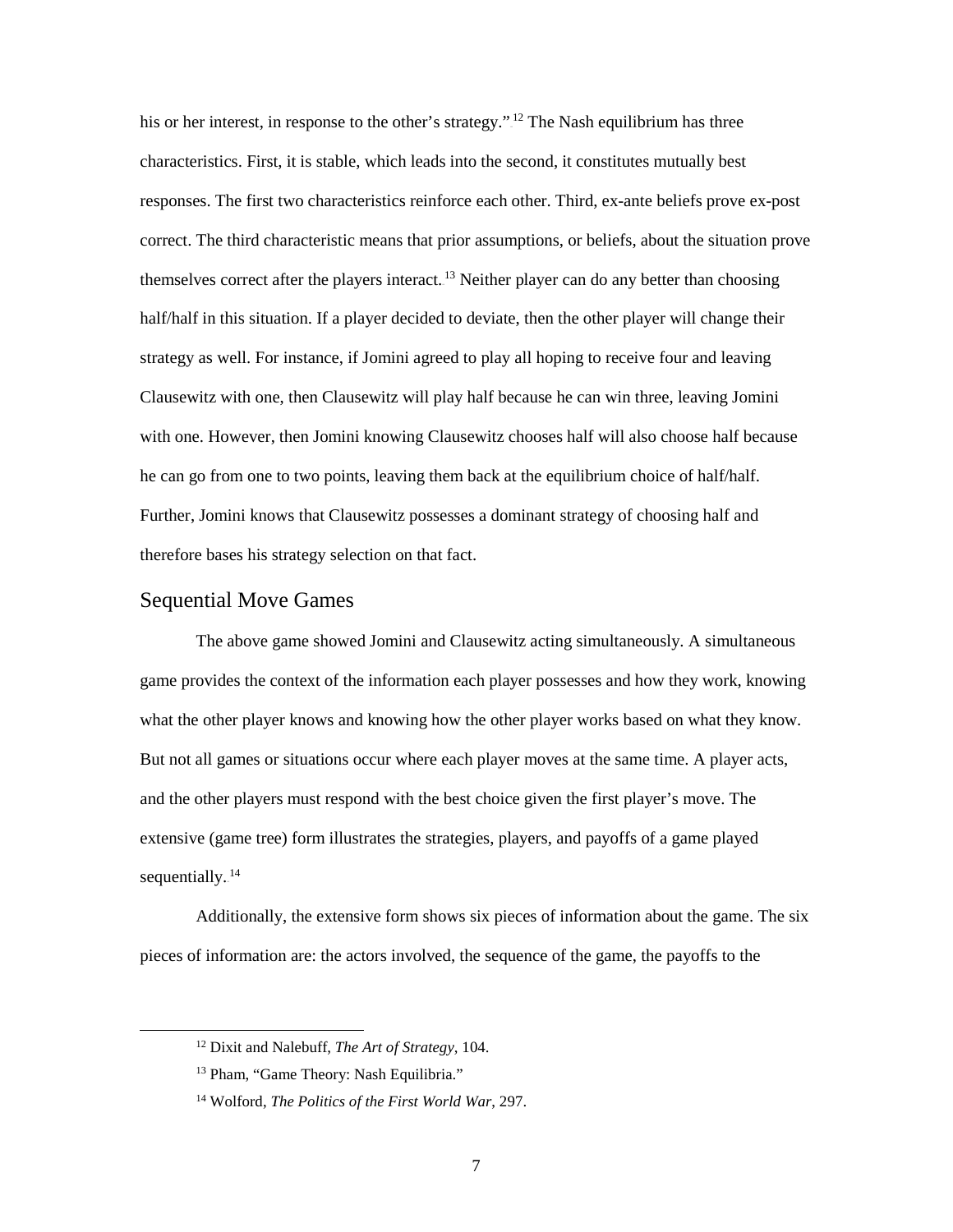his or her interest, in response to the other's strategy."[12] The Nash equilibrium has three characteristics. First, it is stable, which leads into the second, it constitutes mutually best responses. The first two characteristics reinforce each other. Third, ex-ante beliefs prove ex-post correct. The third characteristic means that prior assumptions, or beliefs, about the situation prove themselves correct after the players interact.[13] Neither player can do any better than choosing half/half in this situation. If a player decided to deviate, then the other player will change their strategy as well. For instance, if Jomini agreed to play all hoping to receive four and leaving Clausewitz with one, then Clausewitz will play half because he can win three, leaving Jomini with one. However, then Jomini knowing Clausewitz chooses half will also choose half because he can go from one to two points, leaving them back at the equilibrium choice of half/half. Further, Jomini knows that Clausewitz possesses a dominant strategy of choosing half and therefore bases his strategy selection on that fact.

## Sequential Move Games

The above game showed Jomini and Clausewitz acting simultaneously. A simultaneous game provides the context of the information each player possesses and how they work, knowing what the other player knows and knowing how the other player works based on what they know. But not all games or situations occur where each player moves at the same time. A player acts, and the other players must respond with the best choice given the first player's move. The extensive (game tree) form illustrates the strategies, players, and payoffs of a game played sequentially.[14]

Additionally, the extensive form shows six pieces of information about the game. The six pieces of information are: the actors involved, the sequence of the game, the payoffs to the

---

[12] Dixit and Nalebuff, *The Art of Strategy*, 104.

[13] Pham, "Game Theory: Nash Equilibria."

[14] Wolford, *The Politics of the First World War*, 297.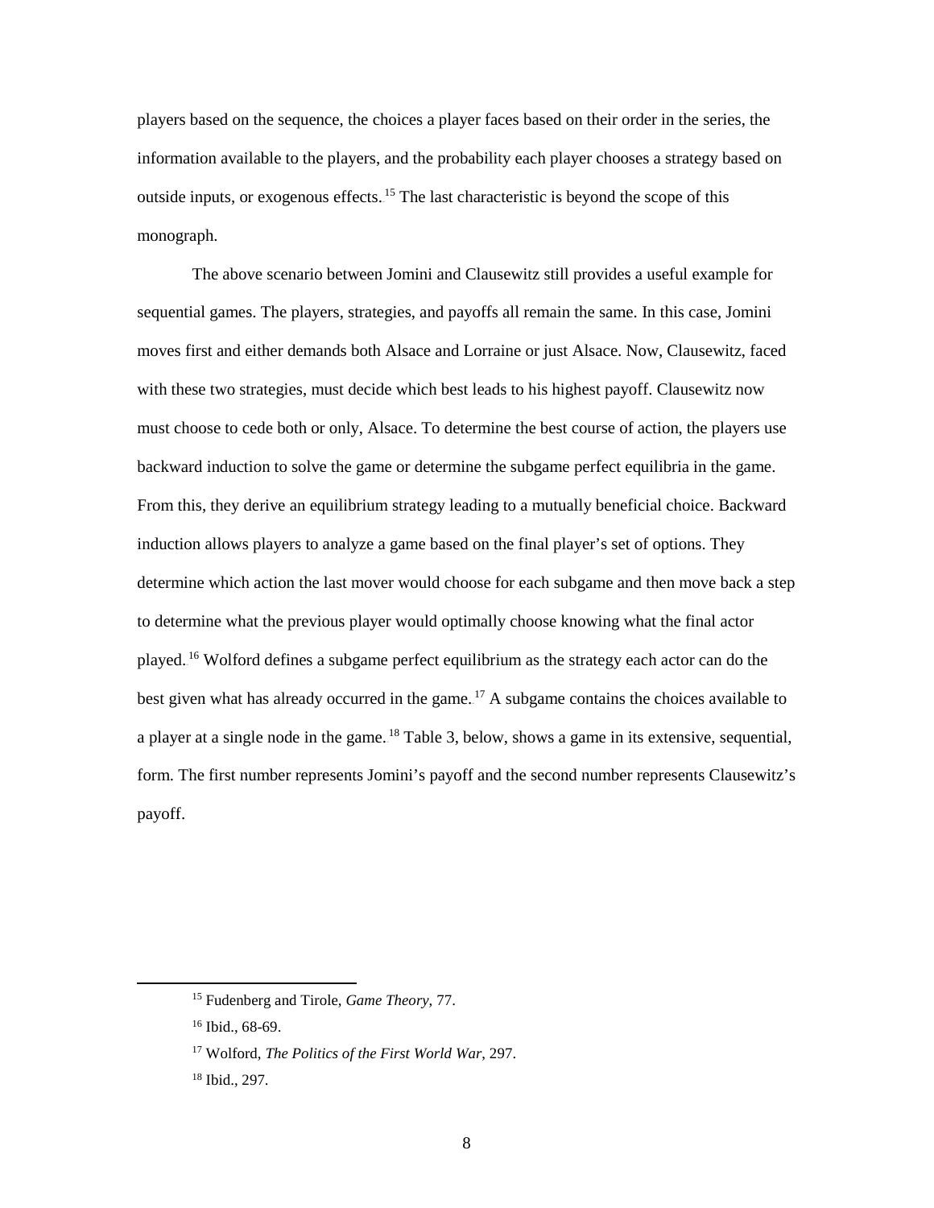players based on the sequence, the choices a player faces based on their order in the series, the information available to the players, and the probability each player chooses a strategy based on outside inputs, or exogenous effects.[15] The last characteristic is beyond the scope of this monograph.

The above scenario between Jomini and Clausewitz still provides a useful example for sequential games. The players, strategies, and payoffs all remain the same. In this case, Jomini moves first and either demands both Alsace and Lorraine or just Alsace. Now, Clausewitz, faced with these two strategies, must decide which best leads to his highest payoff. Clausewitz now must choose to cede both or only, Alsace. To determine the best course of action, the players use backward induction to solve the game or determine the subgame perfect equilibria in the game. From this, they derive an equilibrium strategy leading to a mutually beneficial choice. Backward induction allows players to analyze a game based on the final player's set of options. They determine which action the last mover would choose for each subgame and then move back a step to determine what the previous player would optimally choose knowing what the final actor played.[16] Wolford defines a subgame perfect equilibrium as the strategy each actor can do the best given what has already occurred in the game.[17] A subgame contains the choices available to a player at a single node in the game.[18] Table 3, below, shows a game in its extensive, sequential, form. The first number represents Jomini's payoff and the second number represents Clausewitz's payoff.

---

[15] Fudenberg and Tirole, *Game Theory*, 77.

[16] Ibid., 68-69.

[17] Wolford, *The Politics of the First World War*, 297.

[18] Ibid., 297.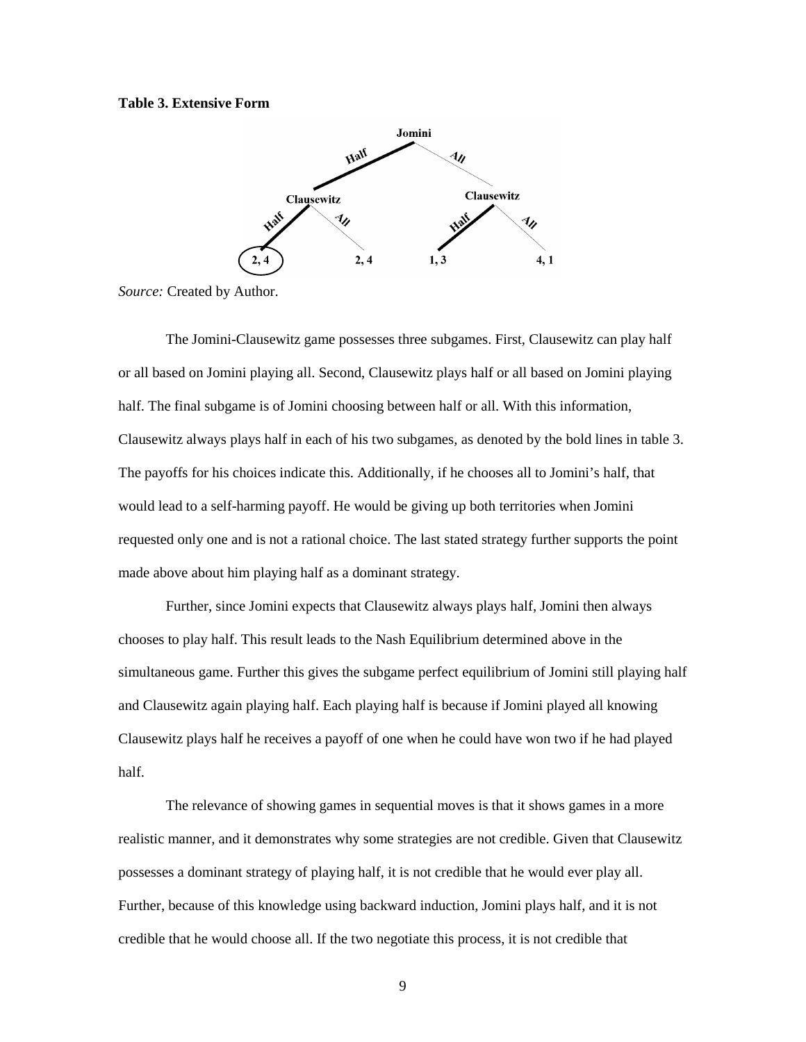**Table 3. Extensive Form**

*Source:* Created by Author.

The Jomini-Clausewitz game possesses three subgames. First, Clausewitz can play half or all based on Jomini playing all. Second, Clausewitz plays half or all based on Jomini playing half. The final subgame is of Jomini choosing between half or all. With this information, Clausewitz always plays half in each of his two subgames, as denoted by the bold lines in table 3. The payoffs for his choices indicate this. Additionally, if he chooses all to Jomini's half, that would lead to a self-harming payoff. He would be giving up both territories when Jomini requested only one and is not a rational choice. The last stated strategy further supports the point made above about him playing half as a dominant strategy.

Further, since Jomini expects that Clausewitz always plays half, Jomini then always chooses to play half. This result leads to the Nash Equilibrium determined above in the simultaneous game. Further this gives the subgame perfect equilibrium of Jomini still playing half and Clausewitz again playing half. Each playing half is because if Jomini played all knowing Clausewitz plays half he receives a payoff of one when he could have won two if he had played half.

The relevance of showing games in sequential moves is that it shows games in a more realistic manner, and it demonstrates why some strategies are not credible. Given that Clausewitz possesses a dominant strategy of playing half, it is not credible that he would ever play all. Further, because of this knowledge using backward induction, Jomini plays half, and it is not credible that he would choose all. If the two negotiate this process, it is not credible that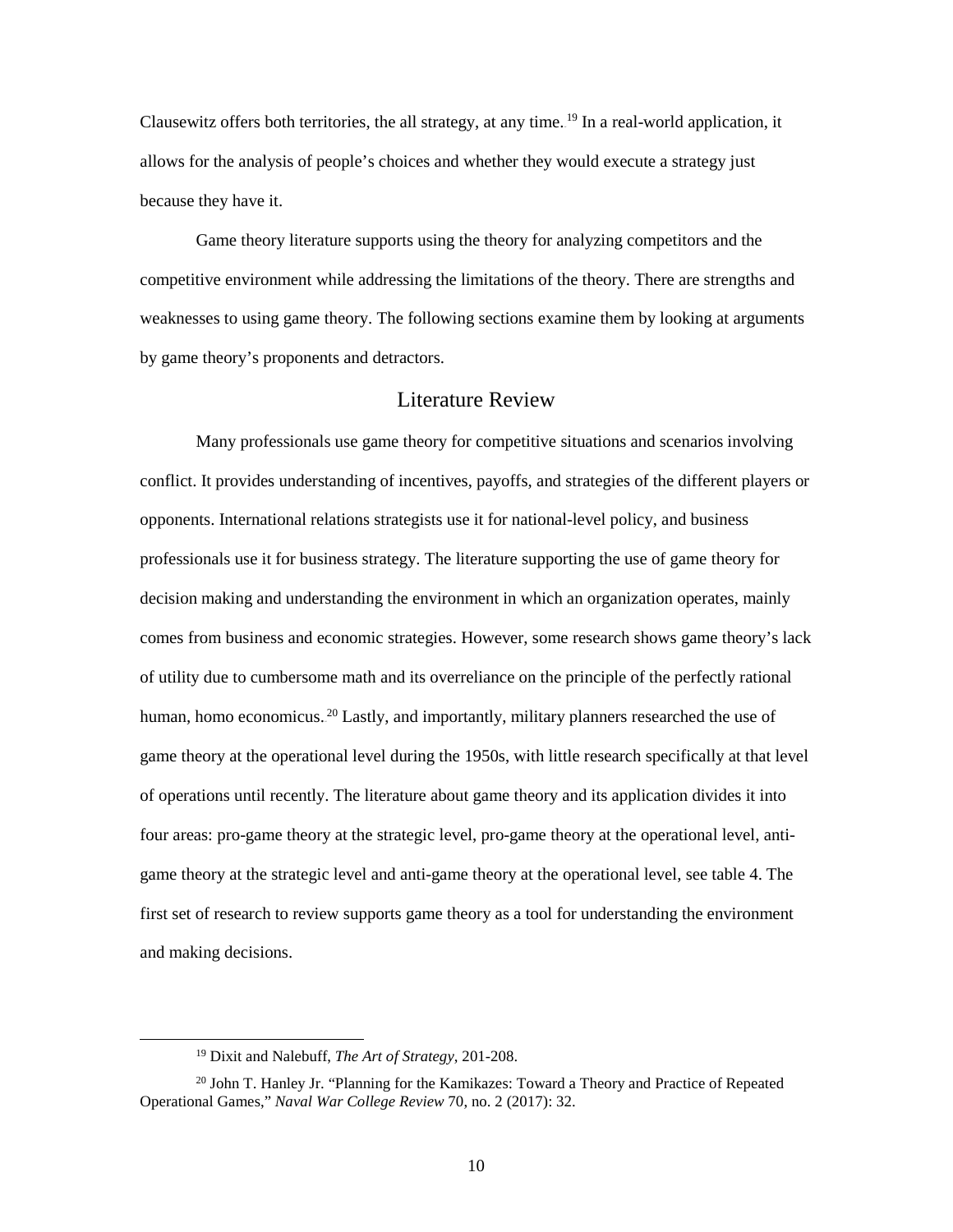Clausewitz offers both territories, the all strategy, at any time.[19] In a real-world application, it allows for the analysis of people's choices and whether they would execute a strategy just because they have it.

Game theory literature supports using the theory for analyzing competitors and the competitive environment while addressing the limitations of the theory. There are strengths and weaknesses to using game theory. The following sections examine them by looking at arguments by game theory's proponents and detractors.

## Literature Review

Many professionals use game theory for competitive situations and scenarios involving conflict. It provides understanding of incentives, payoffs, and strategies of the different players or opponents. International relations strategists use it for national-level policy, and business professionals use it for business strategy. The literature supporting the use of game theory for decision making and understanding the environment in which an organization operates, mainly comes from business and economic strategies. However, some research shows game theory's lack of utility due to cumbersome math and its overreliance on the principle of the perfectly rational human, homo economicus.[20] Lastly, and importantly, military planners researched the use of game theory at the operational level during the 1950s, with little research specifically at that level of operations until recently. The literature about game theory and its application divides it into four areas: pro-game theory at the strategic level, pro-game theory at the operational level, anti-game theory at the strategic level and anti-game theory at the operational level, see table 4. The first set of research to review supports game theory as a tool for understanding the environment and making decisions.

---

[19] Dixit and Nalebuff, *The Art of Strategy*, 201-208.

[20] John T. Hanley Jr. "Planning for the Kamikazes: Toward a Theory and Practice of Repeated Operational Games," *Naval War College Review* 70, no. 2 (2017): 32.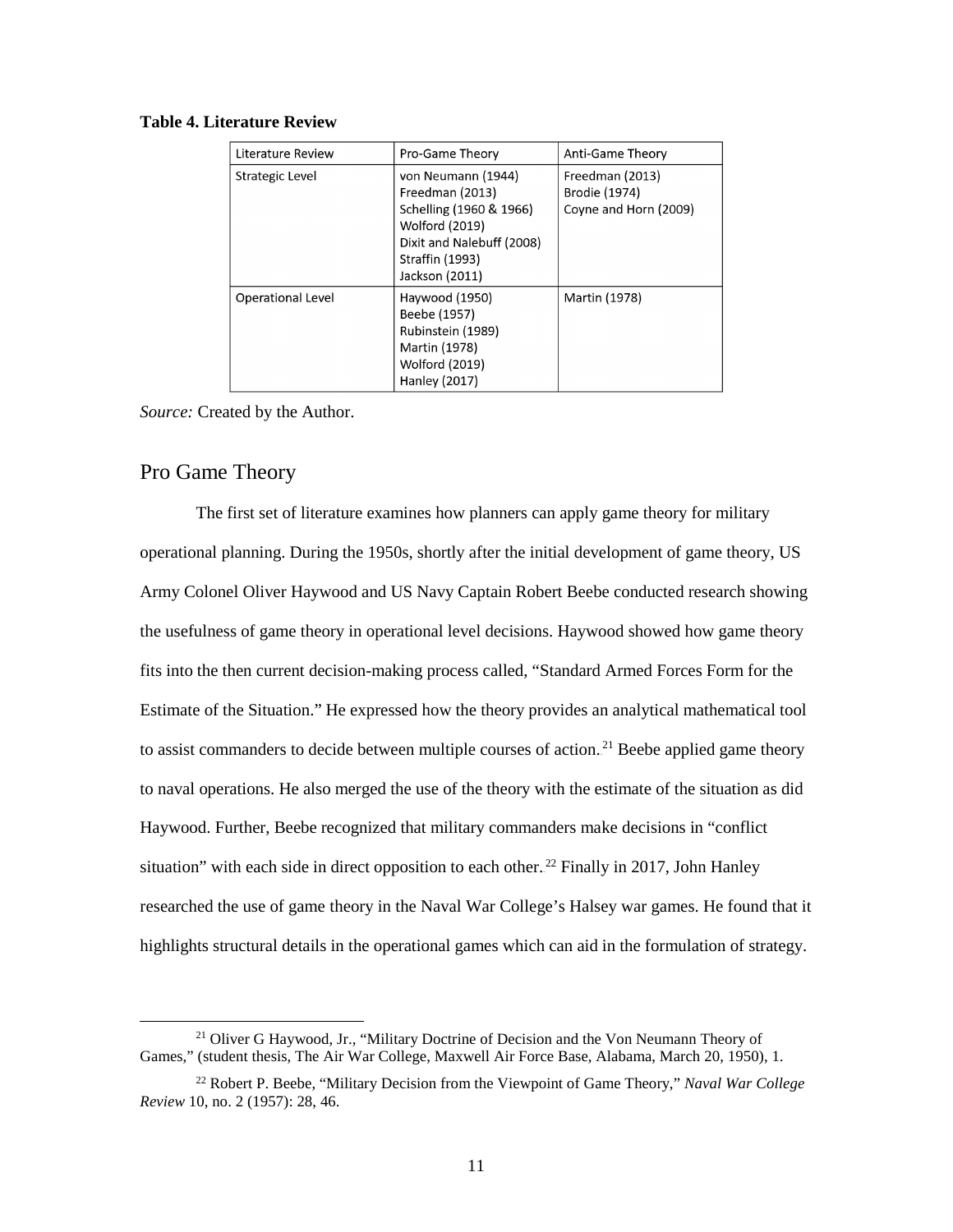**Table 4. Literature Review**

| Literature Review | Pro-Game Theory | Anti-Game Theory |
| --- | --- | --- |
| Strategic Level | von Neumann (1944)<br>Freedman (2013)<br>Schelling (1960 & 1966)<br>Wolford (2019)<br>Dixit and Nalebuff (2008)<br>Straffin (1993)<br>Jackson (2011) | Freedman (2013)<br>Brodie (1974)<br>Coyne and Horn (2009) |
| Operational Level | Haywood (1950)<br>Beebe (1957)<br>Rubinstein (1989)<br>Martin (1978)<br>Wolford (2019)<br>Hanley (2017) | Martin (1978) |

*Source:* Created by the Author.

## Pro Game Theory

The first set of literature examines how planners can apply game theory for military operational planning. During the 1950s, shortly after the initial development of game theory, US Army Colonel Oliver Haywood and US Navy Captain Robert Beebe conducted research showing the usefulness of game theory in operational level decisions. Haywood showed how game theory fits into the then current decision-making process called, "Standard Armed Forces Form for the Estimate of the Situation." He expressed how the theory provides an analytical mathematical tool to assist commanders to decide between multiple courses of action.[21] Beebe applied game theory to naval operations. He also merged the use of the theory with the estimate of the situation as did Haywood. Further, Beebe recognized that military commanders make decisions in "conflict situation" with each side in direct opposition to each other.[22] Finally in 2017, John Hanley researched the use of game theory in the Naval War College's Halsey war games. He found that it highlights structural details in the operational games which can aid in the formulation of strategy.

[21] Oliver G Haywood, Jr., "Military Doctrine of Decision and the Von Neumann Theory of Games," (student thesis, The Air War College, Maxwell Air Force Base, Alabama, March 20, 1950), 1.

[22] Robert P. Beebe, "Military Decision from the Viewpoint of Game Theory," *Naval War College Review* 10, no. 2 (1957): 28, 46.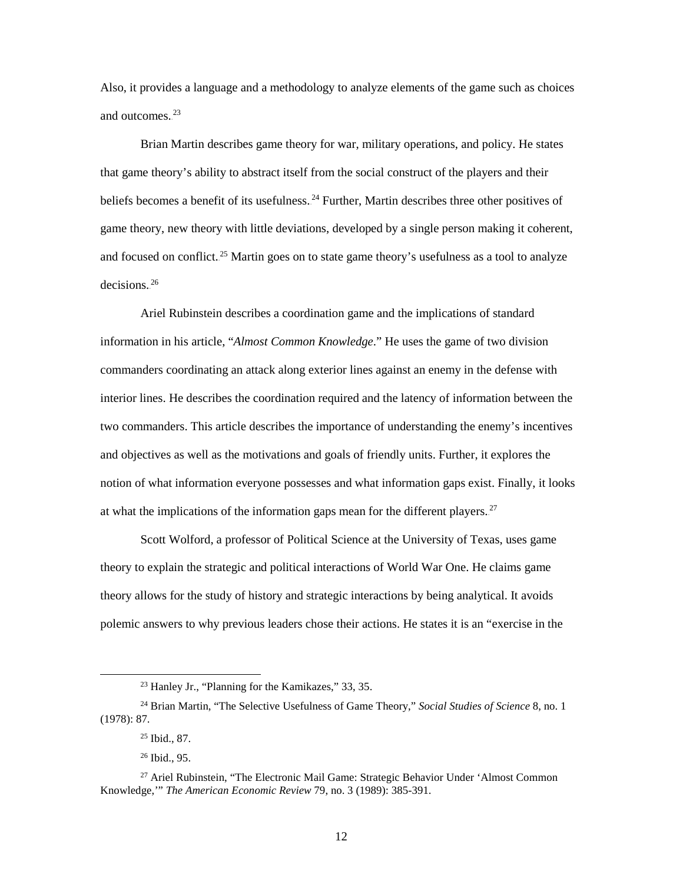Also, it provides a language and a methodology to analyze elements of the game such as choices and outcomes.[23]

Brian Martin describes game theory for war, military operations, and policy. He states that game theory's ability to abstract itself from the social construct of the players and their beliefs becomes a benefit of its usefulness.[24] Further, Martin describes three other positives of game theory, new theory with little deviations, developed by a single person making it coherent, and focused on conflict.[25] Martin goes on to state game theory's usefulness as a tool to analyze decisions.[26]

Ariel Rubinstein describes a coordination game and the implications of standard information in his article, "*Almost Common Knowledge*." He uses the game of two division commanders coordinating an attack along exterior lines against an enemy in the defense with interior lines. He describes the coordination required and the latency of information between the two commanders. This article describes the importance of understanding the enemy's incentives and objectives as well as the motivations and goals of friendly units. Further, it explores the notion of what information everyone possesses and what information gaps exist. Finally, it looks at what the implications of the information gaps mean for the different players.[27]

Scott Wolford, a professor of Political Science at the University of Texas, uses game theory to explain the strategic and political interactions of World War One. He claims game theory allows for the study of history and strategic interactions by being analytical. It avoids polemic answers to why previous leaders chose their actions. He states it is an "exercise in the

---

[23] Hanley Jr., "Planning for the Kamikazes," 33, 35.

[24] Brian Martin, "The Selective Usefulness of Game Theory," *Social Studies of Science* 8, no. 1 (1978): 87.

[25] Ibid., 87.

[26] Ibid., 95.

[27] Ariel Rubinstein, "The Electronic Mail Game: Strategic Behavior Under 'Almost Common Knowledge,'" *The American Economic Review* 79, no. 3 (1989): 385-391.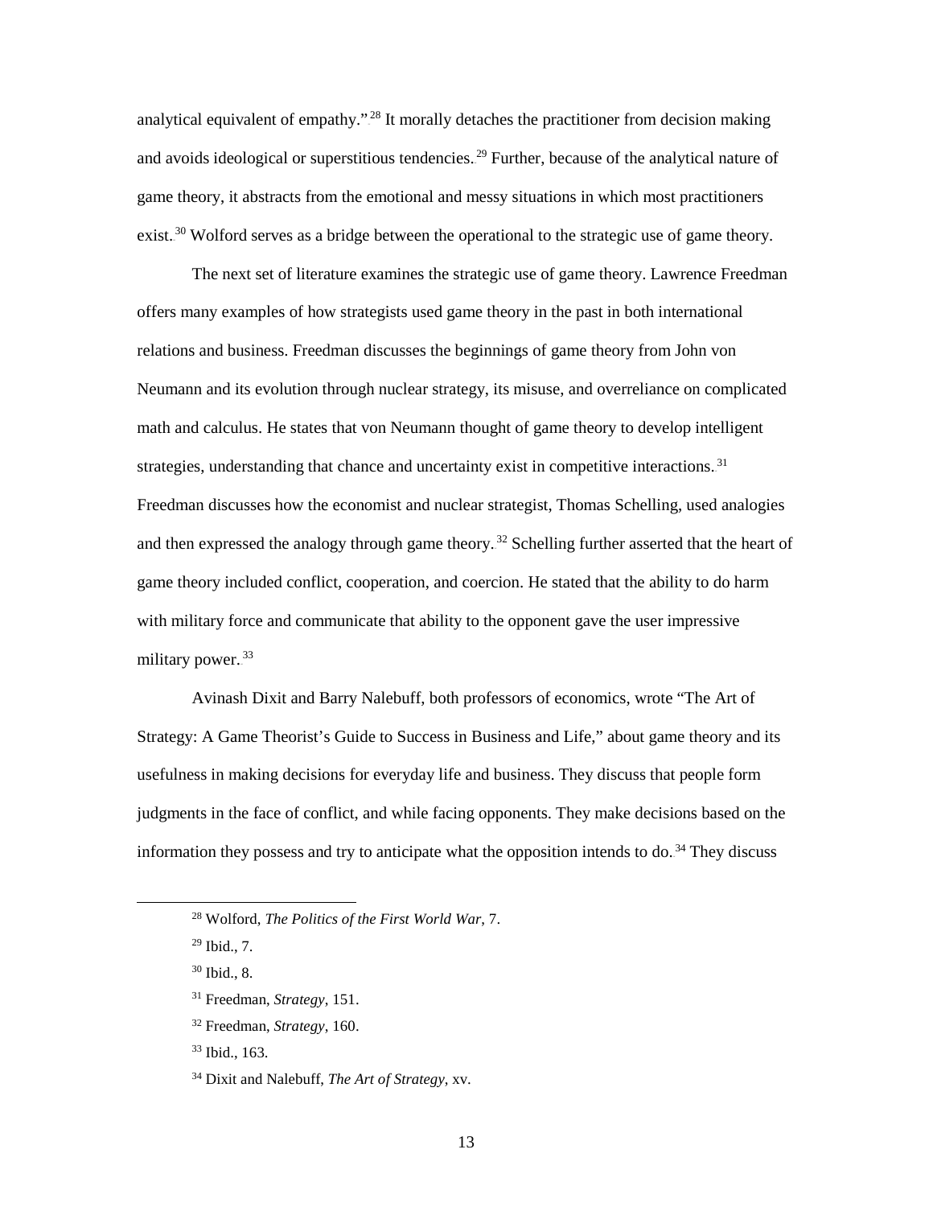analytical equivalent of empathy."[28] It morally detaches the practitioner from decision making and avoids ideological or superstitious tendencies.[29] Further, because of the analytical nature of game theory, it abstracts from the emotional and messy situations in which most practitioners exist.[30] Wolford serves as a bridge between the operational to the strategic use of game theory.

The next set of literature examines the strategic use of game theory. Lawrence Freedman offers many examples of how strategists used game theory in the past in both international relations and business. Freedman discusses the beginnings of game theory from John von Neumann and its evolution through nuclear strategy, its misuse, and overreliance on complicated math and calculus. He states that von Neumann thought of game theory to develop intelligent strategies, understanding that chance and uncertainty exist in competitive interactions.[31] Freedman discusses how the economist and nuclear strategist, Thomas Schelling, used analogies and then expressed the analogy through game theory.[32] Schelling further asserted that the heart of game theory included conflict, cooperation, and coercion. He stated that the ability to do harm with military force and communicate that ability to the opponent gave the user impressive military power.[33]

Avinash Dixit and Barry Nalebuff, both professors of economics, wrote "The Art of Strategy: A Game Theorist's Guide to Success in Business and Life," about game theory and its usefulness in making decisions for everyday life and business. They discuss that people form judgments in the face of conflict, and while facing opponents. They make decisions based on the information they possess and try to anticipate what the opposition intends to do.[34] They discuss

---

[28] Wolford, *The Politics of the First World War*, 7.

[29] Ibid., 7.

[30] Ibid., 8.

[31] Freedman, *Strategy*, 151.

[32] Freedman, *Strategy*, 160.

[33] Ibid., 163.

[34] Dixit and Nalebuff, *The Art of Strategy*, xv.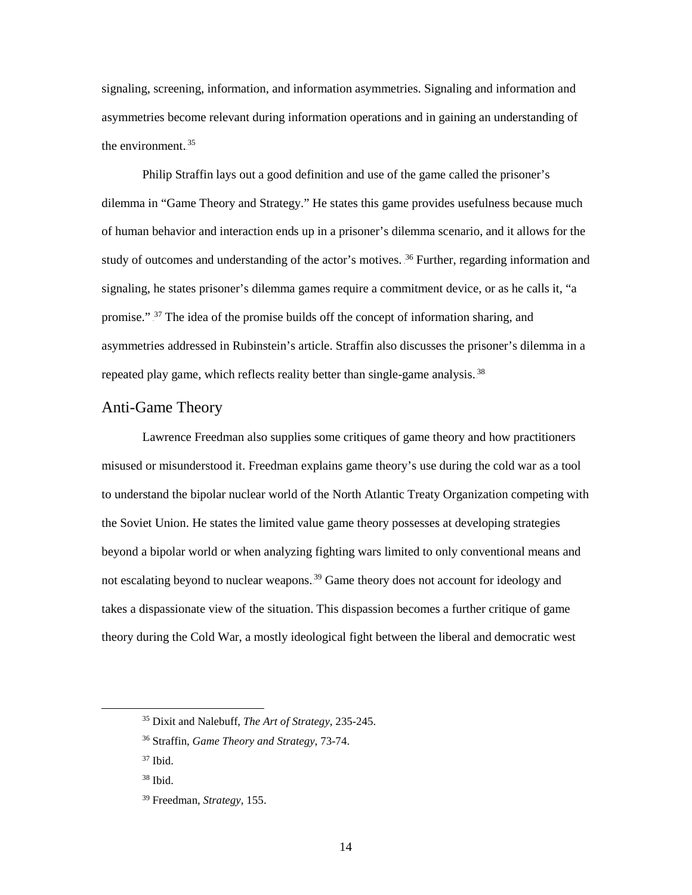signaling, screening, information, and information asymmetries. Signaling and information and asymmetries become relevant during information operations and in gaining an understanding of the environment.[35]

Philip Straffin lays out a good definition and use of the game called the prisoner's dilemma in "Game Theory and Strategy." He states this game provides usefulness because much of human behavior and interaction ends up in a prisoner's dilemma scenario, and it allows for the study of outcomes and understanding of the actor's motives.[36] Further, regarding information and signaling, he states prisoner's dilemma games require a commitment device, or as he calls it, "a promise."[37] The idea of the promise builds off the concept of information sharing, and asymmetries addressed in Rubinstein's article. Straffin also discusses the prisoner's dilemma in a repeated play game, which reflects reality better than single-game analysis.[38]

## Anti-Game Theory

Lawrence Freedman also supplies some critiques of game theory and how practitioners misused or misunderstood it. Freedman explains game theory's use during the cold war as a tool to understand the bipolar nuclear world of the North Atlantic Treaty Organization competing with the Soviet Union. He states the limited value game theory possesses at developing strategies beyond a bipolar world or when analyzing fighting wars limited to only conventional means and not escalating beyond to nuclear weapons.[39] Game theory does not account for ideology and takes a dispassionate view of the situation. This dispassion becomes a further critique of game theory during the Cold War, a mostly ideological fight between the liberal and democratic west

---

[35] Dixit and Nalebuff, *The Art of Strategy*, 235-245.

[36] Straffin, *Game Theory and Strategy*, 73-74.

[37] Ibid.

[38] Ibid.

[39] Freedman, *Strategy*, 155.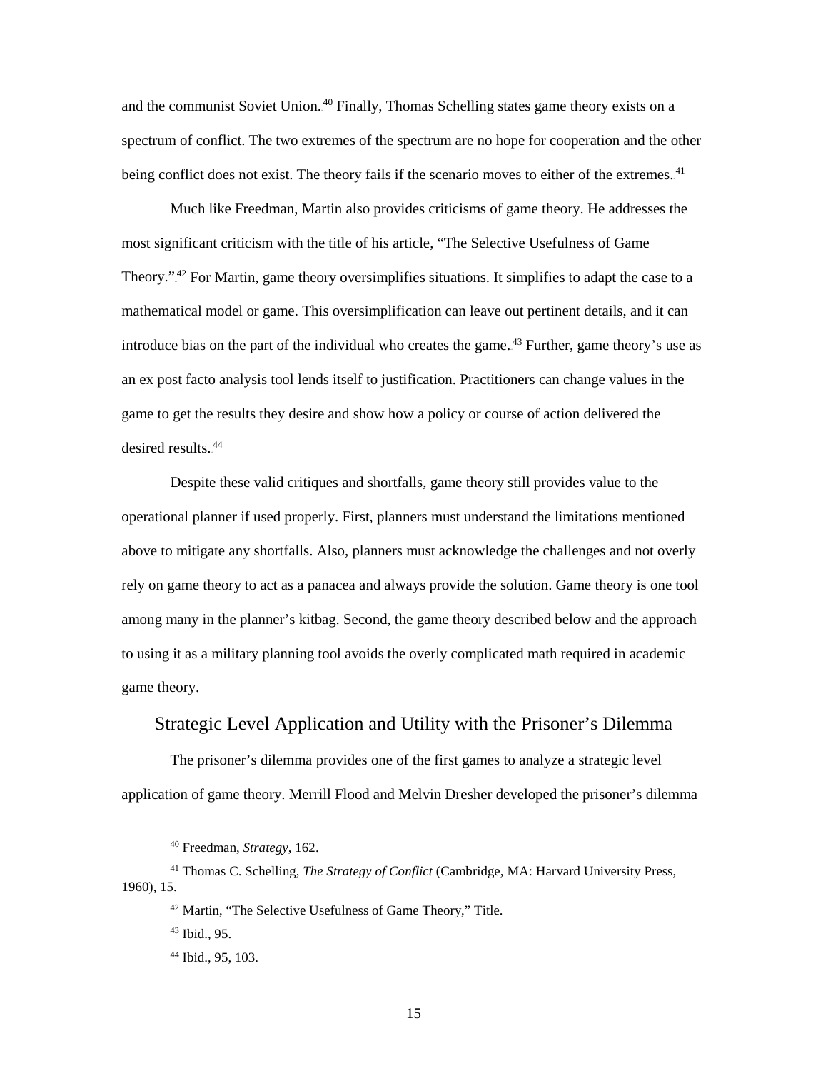and the communist Soviet Union.[40] Finally, Thomas Schelling states game theory exists on a spectrum of conflict. The two extremes of the spectrum are no hope for cooperation and the other being conflict does not exist. The theory fails if the scenario moves to either of the extremes.[41]

Much like Freedman, Martin also provides criticisms of game theory. He addresses the most significant criticism with the title of his article, "The Selective Usefulness of Game Theory."[42] For Martin, game theory oversimplifies situations. It simplifies to adapt the case to a mathematical model or game. This oversimplification can leave out pertinent details, and it can introduce bias on the part of the individual who creates the game.[43] Further, game theory's use as an ex post facto analysis tool lends itself to justification. Practitioners can change values in the game to get the results they desire and show how a policy or course of action delivered the desired results.[44]

Despite these valid critiques and shortfalls, game theory still provides value to the operational planner if used properly. First, planners must understand the limitations mentioned above to mitigate any shortfalls. Also, planners must acknowledge the challenges and not overly rely on game theory to act as a panacea and always provide the solution. Game theory is one tool among many in the planner's kitbag. Second, the game theory described below and the approach to using it as a military planning tool avoids the overly complicated math required in academic game theory.

## Strategic Level Application and Utility with the Prisoner's Dilemma

The prisoner's dilemma provides one of the first games to analyze a strategic level application of game theory. Merrill Flood and Melvin Dresher developed the prisoner's dilemma

---

[40] Freedman, *Strategy*, 162.

[41] Thomas C. Schelling, *The Strategy of Conflict* (Cambridge, MA: Harvard University Press, 1960), 15.

[42] Martin, "The Selective Usefulness of Game Theory," Title.

[43] Ibid., 95.

[44] Ibid., 95, 103.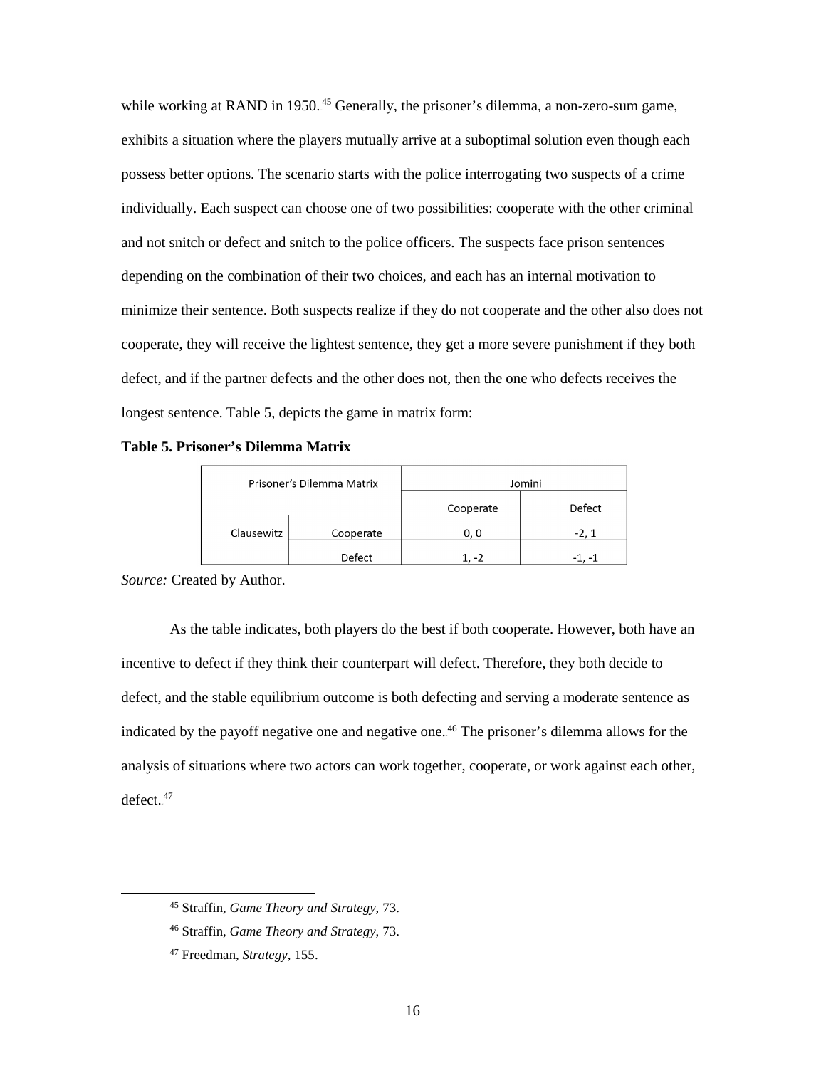while working at RAND in 1950.[45] Generally, the prisoner's dilemma, a non-zero-sum game, exhibits a situation where the players mutually arrive at a suboptimal solution even though each possess better options. The scenario starts with the police interrogating two suspects of a crime individually. Each suspect can choose one of two possibilities: cooperate with the other criminal and not snitch or defect and snitch to the police officers. The suspects face prison sentences depending on the combination of their two choices, and each has an internal motivation to minimize their sentence. Both suspects realize if they do not cooperate and the other also does not cooperate, they will receive the lightest sentence, they get a more severe punishment if they both defect, and if the partner defects and the other does not, then the one who defects receives the longest sentence. Table 5, depicts the game in matrix form:

**Table 5. Prisoner's Dilemma Matrix**

| Prisoner's Dilemma Matrix | | Jomini | |
|---|---|---|---|
| | | Cooperate | Defect |
| Clausewitz | Cooperate | 0, 0 | -2, 1 |
| | Defect | 1, -2 | -1, -1 |

*Source:* Created by Author.

As the table indicates, both players do the best if both cooperate. However, both have an incentive to defect if they think their counterpart will defect. Therefore, they both decide to defect, and the stable equilibrium outcome is both defecting and serving a moderate sentence as indicated by the payoff negative one and negative one.[46] The prisoner's dilemma allows for the analysis of situations where two actors can work together, cooperate, or work against each other, defect.[47]

[45] Straffin, *Game Theory and Strategy*, 73.

[46] Straffin, *Game Theory and Strategy*, 73.

[47] Freedman, *Strategy*, 155.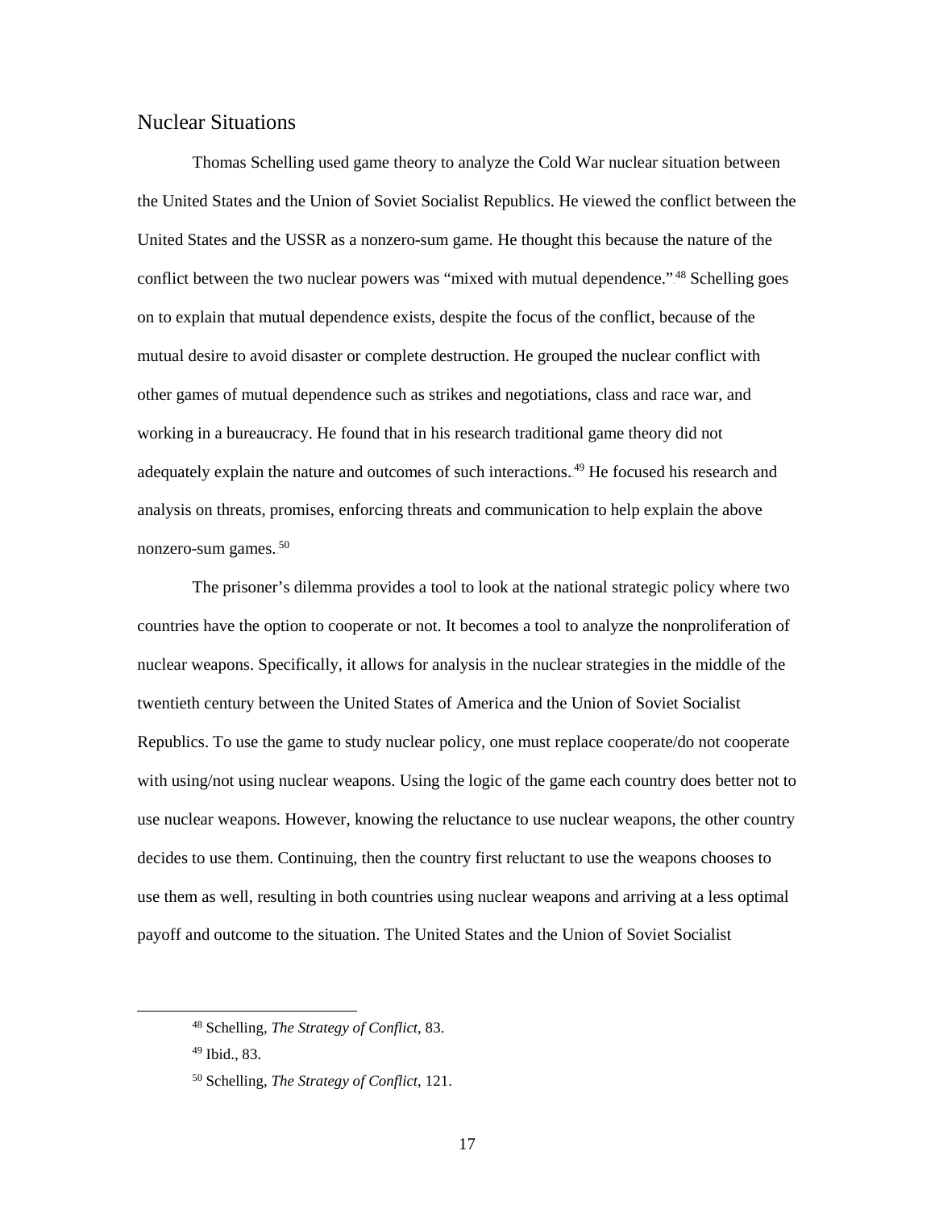## Nuclear Situations

Thomas Schelling used game theory to analyze the Cold War nuclear situation between the United States and the Union of Soviet Socialist Republics. He viewed the conflict between the United States and the USSR as a nonzero-sum game. He thought this because the nature of the conflict between the two nuclear powers was "mixed with mutual dependence."[48] Schelling goes on to explain that mutual dependence exists, despite the focus of the conflict, because of the mutual desire to avoid disaster or complete destruction. He grouped the nuclear conflict with other games of mutual dependence such as strikes and negotiations, class and race war, and working in a bureaucracy. He found that in his research traditional game theory did not adequately explain the nature and outcomes of such interactions.[49] He focused his research and analysis on threats, promises, enforcing threats and communication to help explain the above nonzero-sum games.[50]

The prisoner's dilemma provides a tool to look at the national strategic policy where two countries have the option to cooperate or not. It becomes a tool to analyze the nonproliferation of nuclear weapons. Specifically, it allows for analysis in the nuclear strategies in the middle of the twentieth century between the United States of America and the Union of Soviet Socialist Republics. To use the game to study nuclear policy, one must replace cooperate/do not cooperate with using/not using nuclear weapons. Using the logic of the game each country does better not to use nuclear weapons. However, knowing the reluctance to use nuclear weapons, the other country decides to use them. Continuing, then the country first reluctant to use the weapons chooses to use them as well, resulting in both countries using nuclear weapons and arriving at a less optimal payoff and outcome to the situation. The United States and the Union of Soviet Socialist

---

[48] Schelling, *The Strategy of Conflict*, 83.

[49] Ibid., 83.

[50] Schelling, *The Strategy of Conflict*, 121.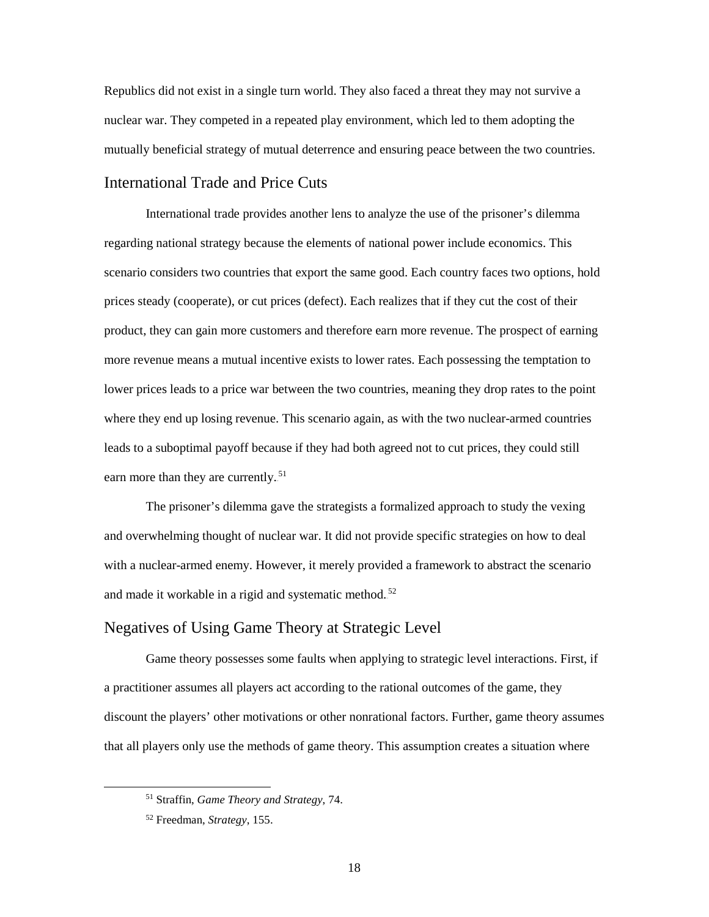Republics did not exist in a single turn world. They also faced a threat they may not survive a nuclear war. They competed in a repeated play environment, which led to them adopting the mutually beneficial strategy of mutual deterrence and ensuring peace between the two countries.

## International Trade and Price Cuts

International trade provides another lens to analyze the use of the prisoner's dilemma regarding national strategy because the elements of national power include economics. This scenario considers two countries that export the same good. Each country faces two options, hold prices steady (cooperate), or cut prices (defect). Each realizes that if they cut the cost of their product, they can gain more customers and therefore earn more revenue. The prospect of earning more revenue means a mutual incentive exists to lower rates. Each possessing the temptation to lower prices leads to a price war between the two countries, meaning they drop rates to the point where they end up losing revenue. This scenario again, as with the two nuclear-armed countries leads to a suboptimal payoff because if they had both agreed not to cut prices, they could still earn more than they are currently.[51]

The prisoner's dilemma gave the strategists a formalized approach to study the vexing and overwhelming thought of nuclear war. It did not provide specific strategies on how to deal with a nuclear-armed enemy. However, it merely provided a framework to abstract the scenario and made it workable in a rigid and systematic method.[52]

## Negatives of Using Game Theory at Strategic Level

Game theory possesses some faults when applying to strategic level interactions. First, if a practitioner assumes all players act according to the rational outcomes of the game, they discount the players' other motivations or other nonrational factors. Further, game theory assumes that all players only use the methods of game theory. This assumption creates a situation where

---

[51] Straffin, *Game Theory and Strategy*, 74.

[52] Freedman, *Strategy*, 155.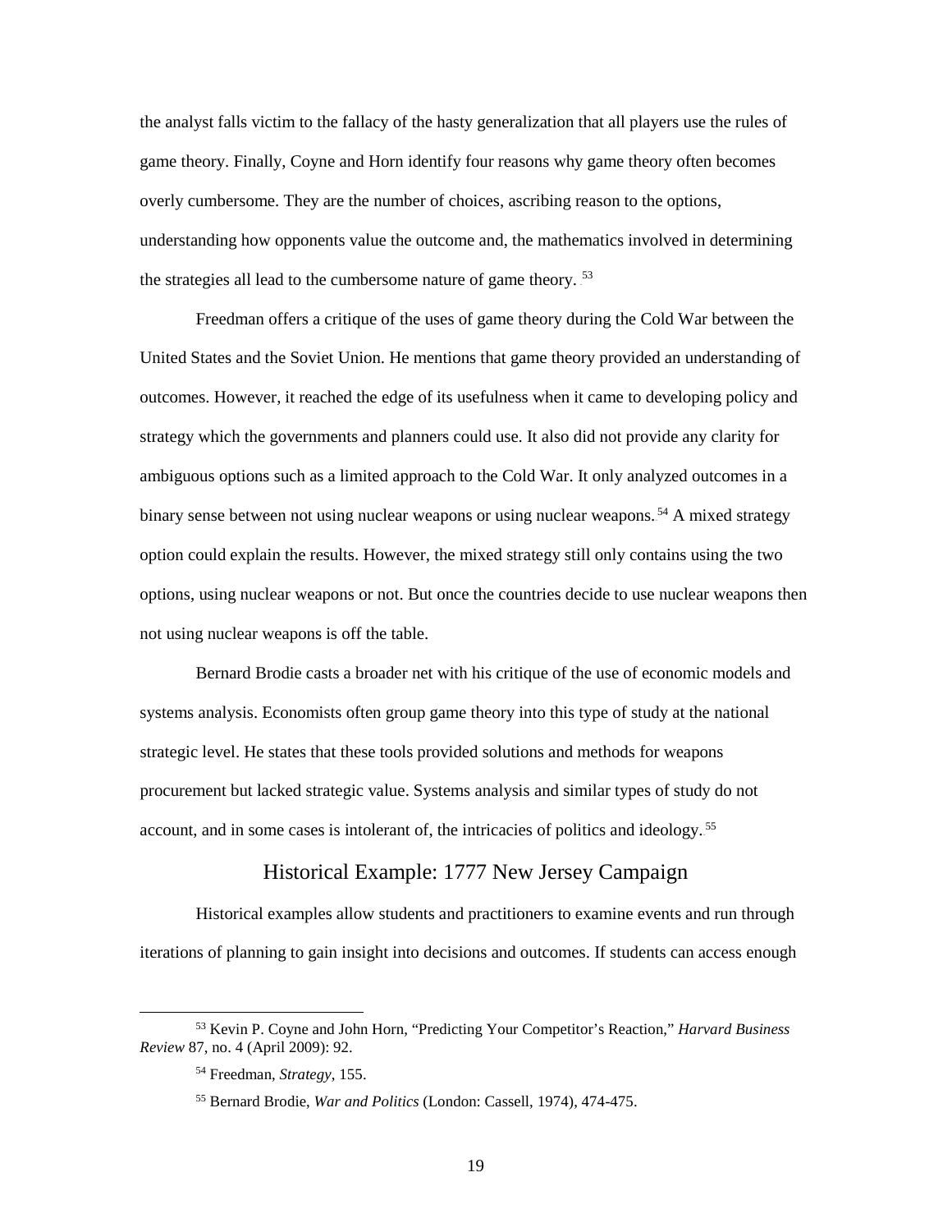the analyst falls victim to the fallacy of the hasty generalization that all players use the rules of game theory. Finally, Coyne and Horn identify four reasons why game theory often becomes overly cumbersome. They are the number of choices, ascribing reason to the options, understanding how opponents value the outcome and, the mathematics involved in determining the strategies all lead to the cumbersome nature of game theory.[53]

Freedman offers a critique of the uses of game theory during the Cold War between the United States and the Soviet Union. He mentions that game theory provided an understanding of outcomes. However, it reached the edge of its usefulness when it came to developing policy and strategy which the governments and planners could use. It also did not provide any clarity for ambiguous options such as a limited approach to the Cold War. It only analyzed outcomes in a binary sense between not using nuclear weapons or using nuclear weapons.[54] A mixed strategy option could explain the results. However, the mixed strategy still only contains using the two options, using nuclear weapons or not. But once the countries decide to use nuclear weapons then not using nuclear weapons is off the table.

Bernard Brodie casts a broader net with his critique of the use of economic models and systems analysis. Economists often group game theory into this type of study at the national strategic level. He states that these tools provided solutions and methods for weapons procurement but lacked strategic value. Systems analysis and similar types of study do not account, and in some cases is intolerant of, the intricacies of politics and ideology.[55]

## Historical Example: 1777 New Jersey Campaign

Historical examples allow students and practitioners to examine events and run through iterations of planning to gain insight into decisions and outcomes. If students can access enough

---

[53] Kevin P. Coyne and John Horn, "Predicting Your Competitor's Reaction," *Harvard Business Review* 87, no. 4 (April 2009): 92.

[54] Freedman, *Strategy*, 155.

[55] Bernard Brodie, *War and Politics* (London: Cassell, 1974), 474-475.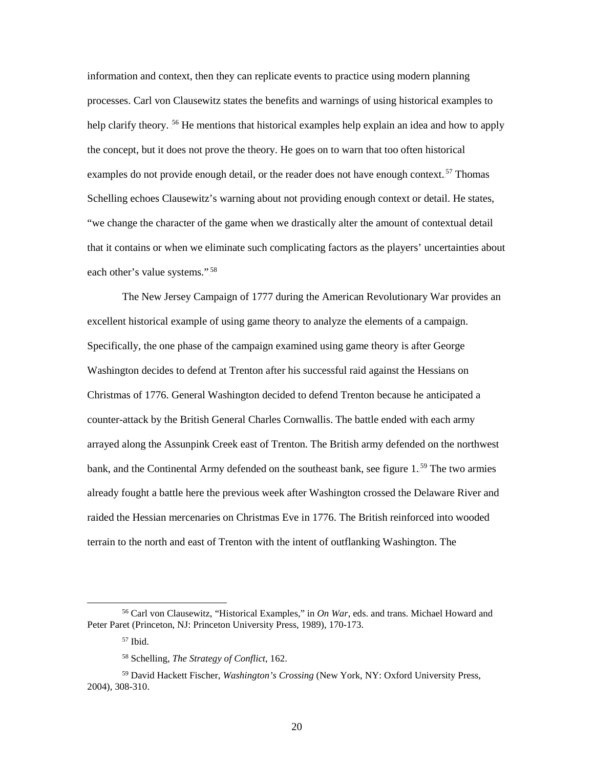information and context, then they can replicate events to practice using modern planning processes. Carl von Clausewitz states the benefits and warnings of using historical examples to help clarify theory.[56] He mentions that historical examples help explain an idea and how to apply the concept, but it does not prove the theory. He goes on to warn that too often historical examples do not provide enough detail, or the reader does not have enough context.[57] Thomas Schelling echoes Clausewitz's warning about not providing enough context or detail. He states, "we change the character of the game when we drastically alter the amount of contextual detail that it contains or when we eliminate such complicating factors as the players' uncertainties about each other's value systems."[58]

The New Jersey Campaign of 1777 during the American Revolutionary War provides an excellent historical example of using game theory to analyze the elements of a campaign. Specifically, the one phase of the campaign examined using game theory is after George Washington decides to defend at Trenton after his successful raid against the Hessians on Christmas of 1776. General Washington decided to defend Trenton because he anticipated a counter-attack by the British General Charles Cornwallis. The battle ended with each army arrayed along the Assunpink Creek east of Trenton. The British army defended on the northwest bank, and the Continental Army defended on the southeast bank, see figure 1.[59] The two armies already fought a battle here the previous week after Washington crossed the Delaware River and raided the Hessian mercenaries on Christmas Eve in 1776. The British reinforced into wooded terrain to the north and east of Trenton with the intent of outflanking Washington. The

---

[56] Carl von Clausewitz, "Historical Examples," in *On War*, eds. and trans. Michael Howard and Peter Paret (Princeton, NJ: Princeton University Press, 1989), 170-173.

[57] Ibid.

[58] Schelling, *The Strategy of Conflict*, 162.

[59] David Hackett Fischer, *Washington's Crossing* (New York, NY: Oxford University Press, 2004), 308-310.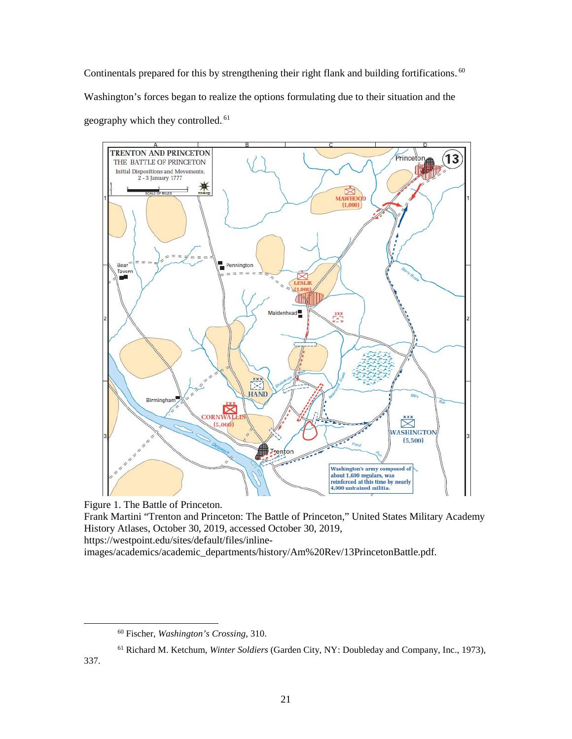Continentals prepared for this by strengthening their right flank and building fortifications.[60] Washington's forces began to realize the options formulating due to their situation and the geography which they controlled.[61]

Figure 1. The Battle of Princeton.
Frank Martini "Trenton and Princeton: The Battle of Princeton," United States Military Academy History Atlases, October 30, 2019, accessed October 30, 2019, https://westpoint.edu/sites/default/files/inline-images/academics/academic_departments/history/Am%20Rev/13PrincetonBattle.pdf.

---

[60] Fischer, *Washington's Crossing*, 310.

[61] Richard M. Ketchum, *Winter Soldiers* (Garden City, NY: Doubleday and Company, Inc., 1973), 337.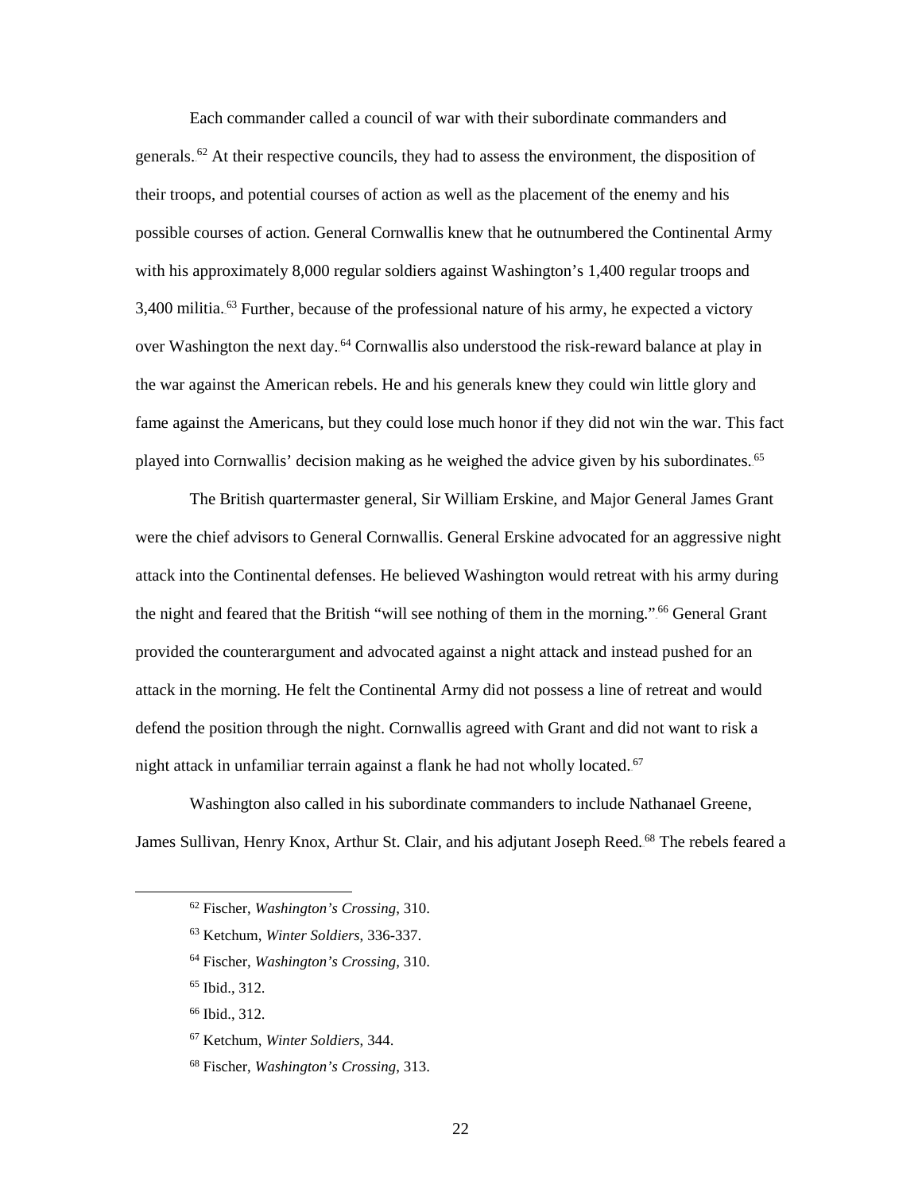Each commander called a council of war with their subordinate commanders and generals.[62] At their respective councils, they had to assess the environment, the disposition of their troops, and potential courses of action as well as the placement of the enemy and his possible courses of action. General Cornwallis knew that he outnumbered the Continental Army with his approximately 8,000 regular soldiers against Washington's 1,400 regular troops and 3,400 militia.[63] Further, because of the professional nature of his army, he expected a victory over Washington the next day.[64] Cornwallis also understood the risk-reward balance at play in the war against the American rebels. He and his generals knew they could win little glory and fame against the Americans, but they could lose much honor if they did not win the war. This fact played into Cornwallis' decision making as he weighed the advice given by his subordinates.[65]

The British quartermaster general, Sir William Erskine, and Major General James Grant were the chief advisors to General Cornwallis. General Erskine advocated for an aggressive night attack into the Continental defenses. He believed Washington would retreat with his army during the night and feared that the British "will see nothing of them in the morning."[66] General Grant provided the counterargument and advocated against a night attack and instead pushed for an attack in the morning. He felt the Continental Army did not possess a line of retreat and would defend the position through the night. Cornwallis agreed with Grant and did not want to risk a night attack in unfamiliar terrain against a flank he had not wholly located.[67]

Washington also called in his subordinate commanders to include Nathanael Greene, James Sullivan, Henry Knox, Arthur St. Clair, and his adjutant Joseph Reed.[68] The rebels feared a

---

[62] Fischer, *Washington's Crossing*, 310.

[63] Ketchum, *Winter Soldiers*, 336-337.

[64] Fischer, *Washington's Crossing*, 310.

[65] Ibid., 312.

[66] Ibid., 312.

[67] Ketchum, *Winter Soldiers*, 344.

[68] Fischer, *Washington's Crossing*, 313.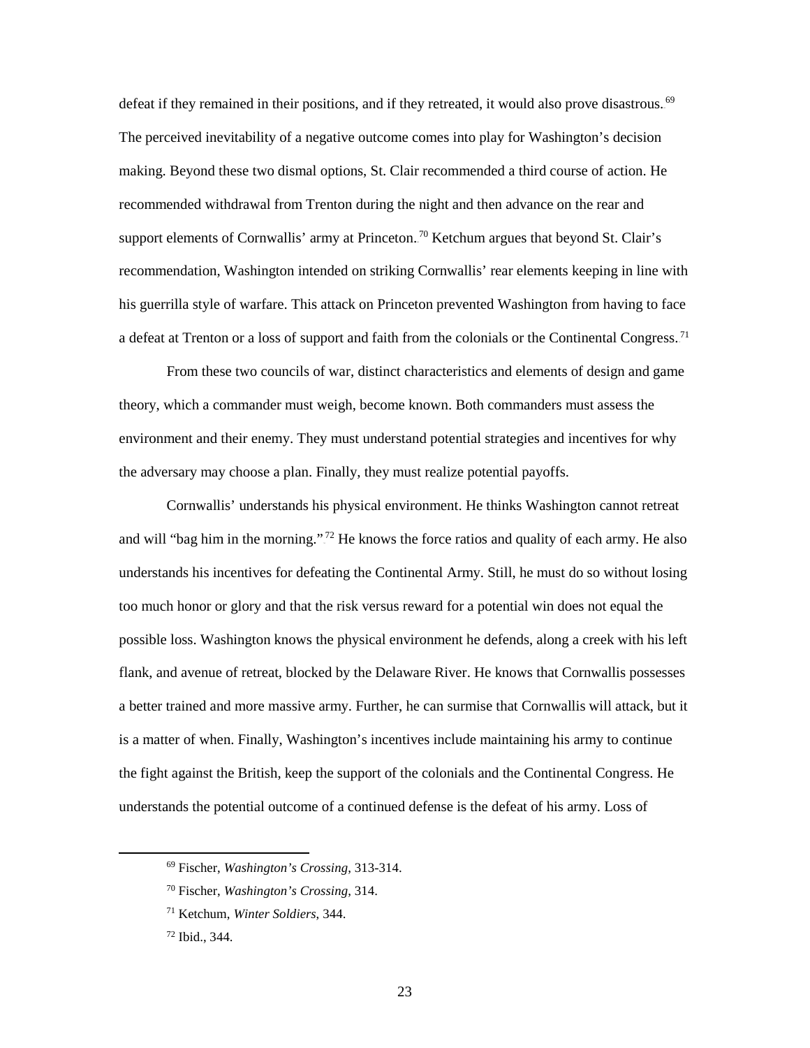defeat if they remained in their positions, and if they retreated, it would also prove disastrous.[69] The perceived inevitability of a negative outcome comes into play for Washington's decision making. Beyond these two dismal options, St. Clair recommended a third course of action. He recommended withdrawal from Trenton during the night and then advance on the rear and support elements of Cornwallis' army at Princeton.[70] Ketchum argues that beyond St. Clair's recommendation, Washington intended on striking Cornwallis' rear elements keeping in line with his guerrilla style of warfare. This attack on Princeton prevented Washington from having to face a defeat at Trenton or a loss of support and faith from the colonials or the Continental Congress.[71]

From these two councils of war, distinct characteristics and elements of design and game theory, which a commander must weigh, become known. Both commanders must assess the environment and their enemy. They must understand potential strategies and incentives for why the adversary may choose a plan. Finally, they must realize potential payoffs.

Cornwallis' understands his physical environment. He thinks Washington cannot retreat and will "bag him in the morning."[72] He knows the force ratios and quality of each army. He also understands his incentives for defeating the Continental Army. Still, he must do so without losing too much honor or glory and that the risk versus reward for a potential win does not equal the possible loss. Washington knows the physical environment he defends, along a creek with his left flank, and avenue of retreat, blocked by the Delaware River. He knows that Cornwallis possesses a better trained and more massive army. Further, he can surmise that Cornwallis will attack, but it is a matter of when. Finally, Washington's incentives include maintaining his army to continue the fight against the British, keep the support of the colonials and the Continental Congress. He understands the potential outcome of a continued defense is the defeat of his army. Loss of

---

[69] Fischer, *Washington's Crossing*, 313-314.

[70] Fischer, *Washington's Crossing*, 314.

[71] Ketchum, *Winter Soldiers*, 344.

[72] Ibid., 344.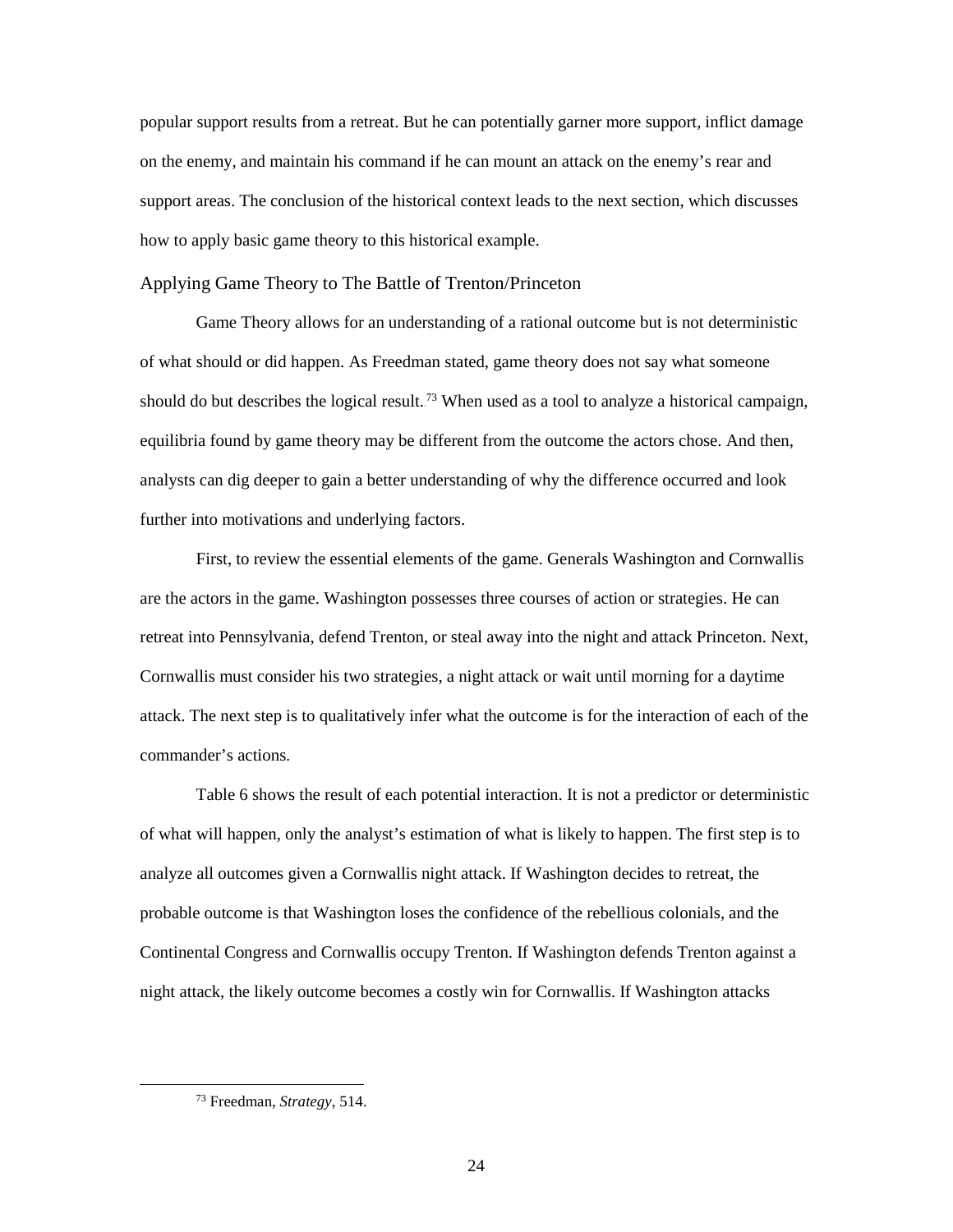popular support results from a retreat. But he can potentially garner more support, inflict damage on the enemy, and maintain his command if he can mount an attack on the enemy's rear and support areas. The conclusion of the historical context leads to the next section, which discusses how to apply basic game theory to this historical example.

## Applying Game Theory to The Battle of Trenton/Princeton

Game Theory allows for an understanding of a rational outcome but is not deterministic of what should or did happen. As Freedman stated, game theory does not say what someone should do but describes the logical result.[73] When used as a tool to analyze a historical campaign, equilibria found by game theory may be different from the outcome the actors chose. And then, analysts can dig deeper to gain a better understanding of why the difference occurred and look further into motivations and underlying factors.

First, to review the essential elements of the game. Generals Washington and Cornwallis are the actors in the game. Washington possesses three courses of action or strategies. He can retreat into Pennsylvania, defend Trenton, or steal away into the night and attack Princeton. Next, Cornwallis must consider his two strategies, a night attack or wait until morning for a daytime attack. The next step is to qualitatively infer what the outcome is for the interaction of each of the commander's actions.

Table 6 shows the result of each potential interaction. It is not a predictor or deterministic of what will happen, only the analyst's estimation of what is likely to happen. The first step is to analyze all outcomes given a Cornwallis night attack. If Washington decides to retreat, the probable outcome is that Washington loses the confidence of the rebellious colonials, and the Continental Congress and Cornwallis occupy Trenton. If Washington defends Trenton against a night attack, the likely outcome becomes a costly win for Cornwallis. If Washington attacks

[73] Freedman, *Strategy*, 514.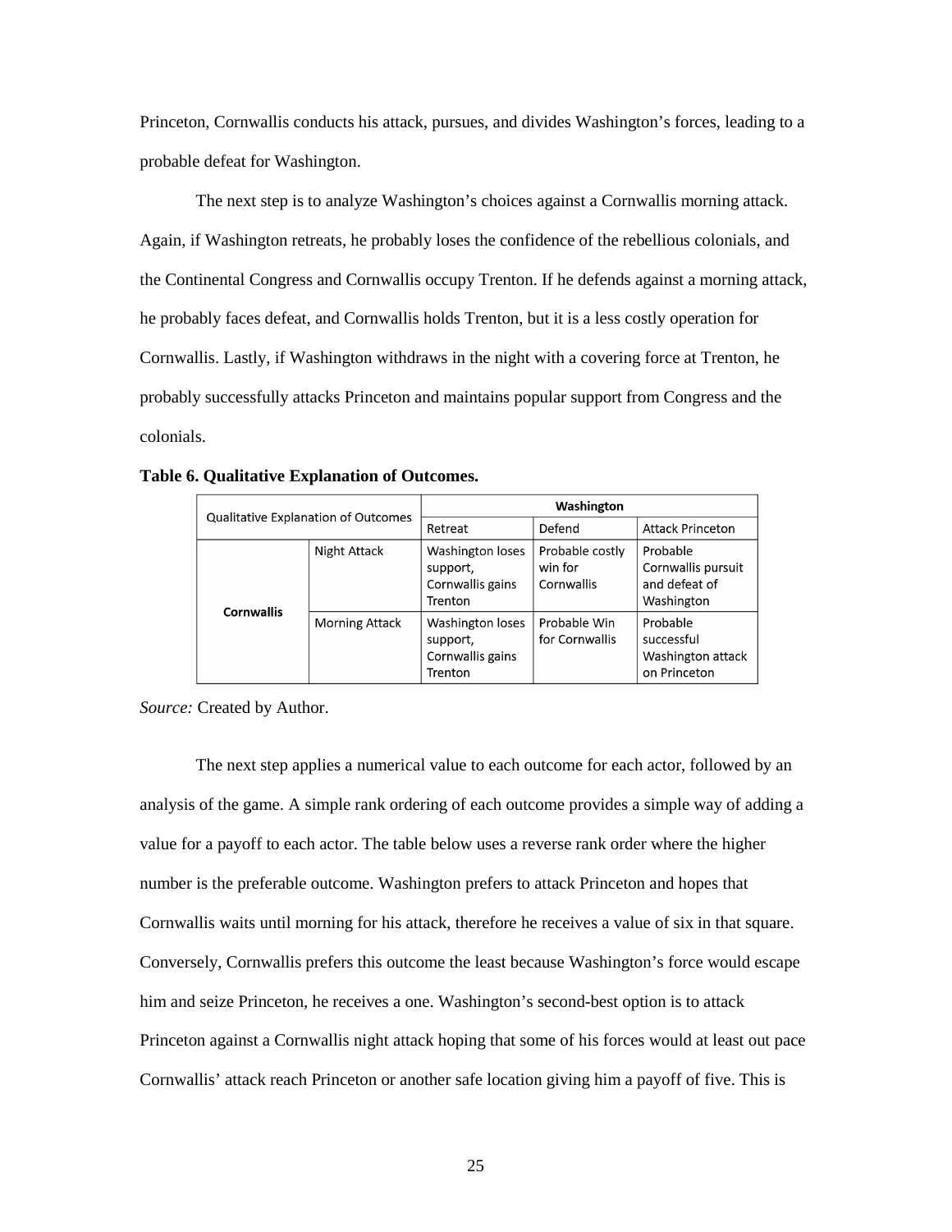Princeton, Cornwallis conducts his attack, pursues, and divides Washington's forces, leading to a probable defeat for Washington.

The next step is to analyze Washington's choices against a Cornwallis morning attack. Again, if Washington retreats, he probably loses the confidence of the rebellious colonials, and the Continental Congress and Cornwallis occupy Trenton. If he defends against a morning attack, he probably faces defeat, and Cornwallis holds Trenton, but it is a less costly operation for Cornwallis. Lastly, if Washington withdraws in the night with a covering force at Trenton, he probably successfully attacks Princeton and maintains popular support from Congress and the colonials.

**Table 6. Qualitative Explanation of Outcomes.**

| Qualitative Explanation of Outcomes | | **Washington** | | |
|---|---|---|---|---|
| | | Retreat | Defend | Attack Princeton |
| **Cornwallis** | Night Attack | Washington loses support, Cornwallis gains Trenton | Probable costly win for Cornwallis | Probable Cornwallis pursuit and defeat of Washington |
| | Morning Attack | Washington loses support, Cornwallis gains Trenton | Probable Win for Cornwallis | Probable successful Washington attack on Princeton |

*Source:* Created by Author.

The next step applies a numerical value to each outcome for each actor, followed by an analysis of the game. A simple rank ordering of each outcome provides a simple way of adding a value for a payoff to each actor. The table below uses a reverse rank order where the higher number is the preferable outcome. Washington prefers to attack Princeton and hopes that Cornwallis waits until morning for his attack, therefore he receives a value of six in that square. Conversely, Cornwallis prefers this outcome the least because Washington's force would escape him and seize Princeton, he receives a one. Washington's second-best option is to attack Princeton against a Cornwallis night attack hoping that some of his forces would at least out pace Cornwallis' attack reach Princeton or another safe location giving him a payoff of five. This is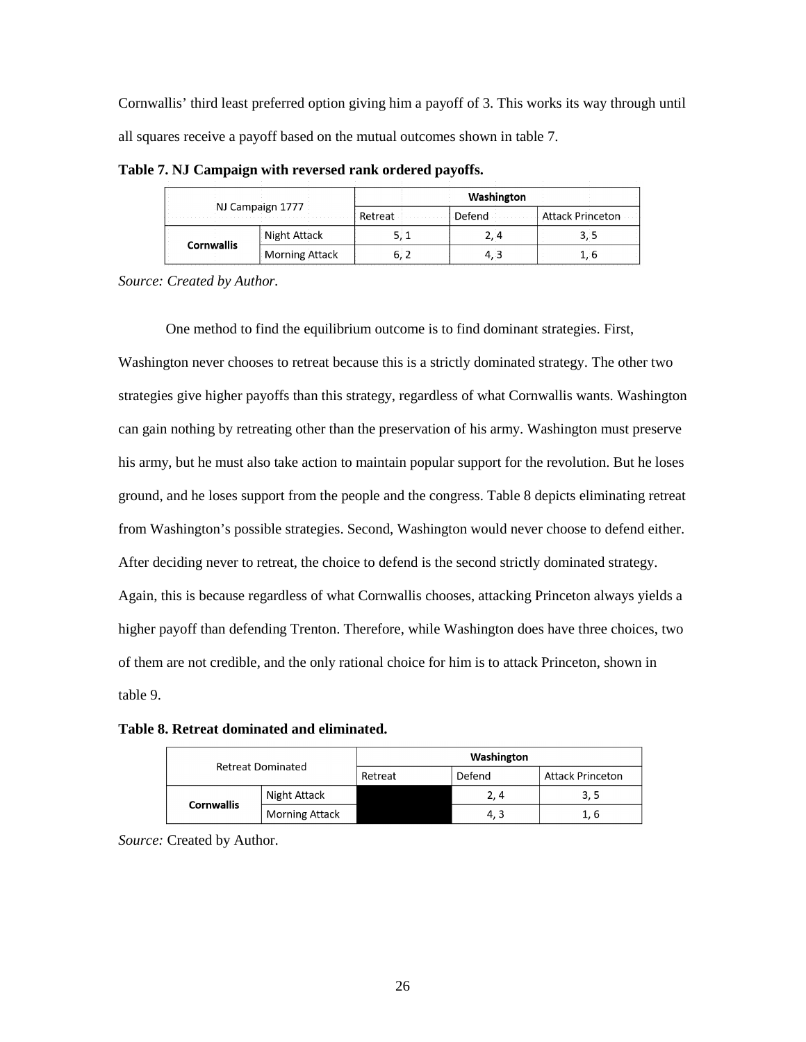Cornwallis' third least preferred option giving him a payoff of 3. This works its way through until all squares receive a payoff based on the mutual outcomes shown in table 7.

**Table 7. NJ Campaign with reversed rank ordered payoffs.**

| NJ Campaign 1777 | | Washington | | |
|---|---|---|---|---|
| | | Retreat | Defend | Attack Princeton |
| **Cornwallis** | Night Attack | 5, 1 | 2, 4 | 3, 5 |
| | Morning Attack | 6, 2 | 4, 3 | 1, 6 |

*Source: Created by Author.*

One method to find the equilibrium outcome is to find dominant strategies. First, Washington never chooses to retreat because this is a strictly dominated strategy. The other two strategies give higher payoffs than this strategy, regardless of what Cornwallis wants. Washington can gain nothing by retreating other than the preservation of his army. Washington must preserve his army, but he must also take action to maintain popular support for the revolution. But he loses ground, and he loses support from the people and the congress. Table 8 depicts eliminating retreat from Washington's possible strategies. Second, Washington would never choose to defend either. After deciding never to retreat, the choice to defend is the second strictly dominated strategy. Again, this is because regardless of what Cornwallis chooses, attacking Princeton always yields a higher payoff than defending Trenton. Therefore, while Washington does have three choices, two of them are not credible, and the only rational choice for him is to attack Princeton, shown in table 9.

**Table 8. Retreat dominated and eliminated.**

| Retreat Dominated | | Washington | | |
|---|---|---|---|---|
| | | Retreat | Defend | Attack Princeton |
| **Cornwallis** | Night Attack | | 2, 4 | 3, 5 |
| | Morning Attack | | 4, 3 | 1, 6 |

*Source:* Created by Author.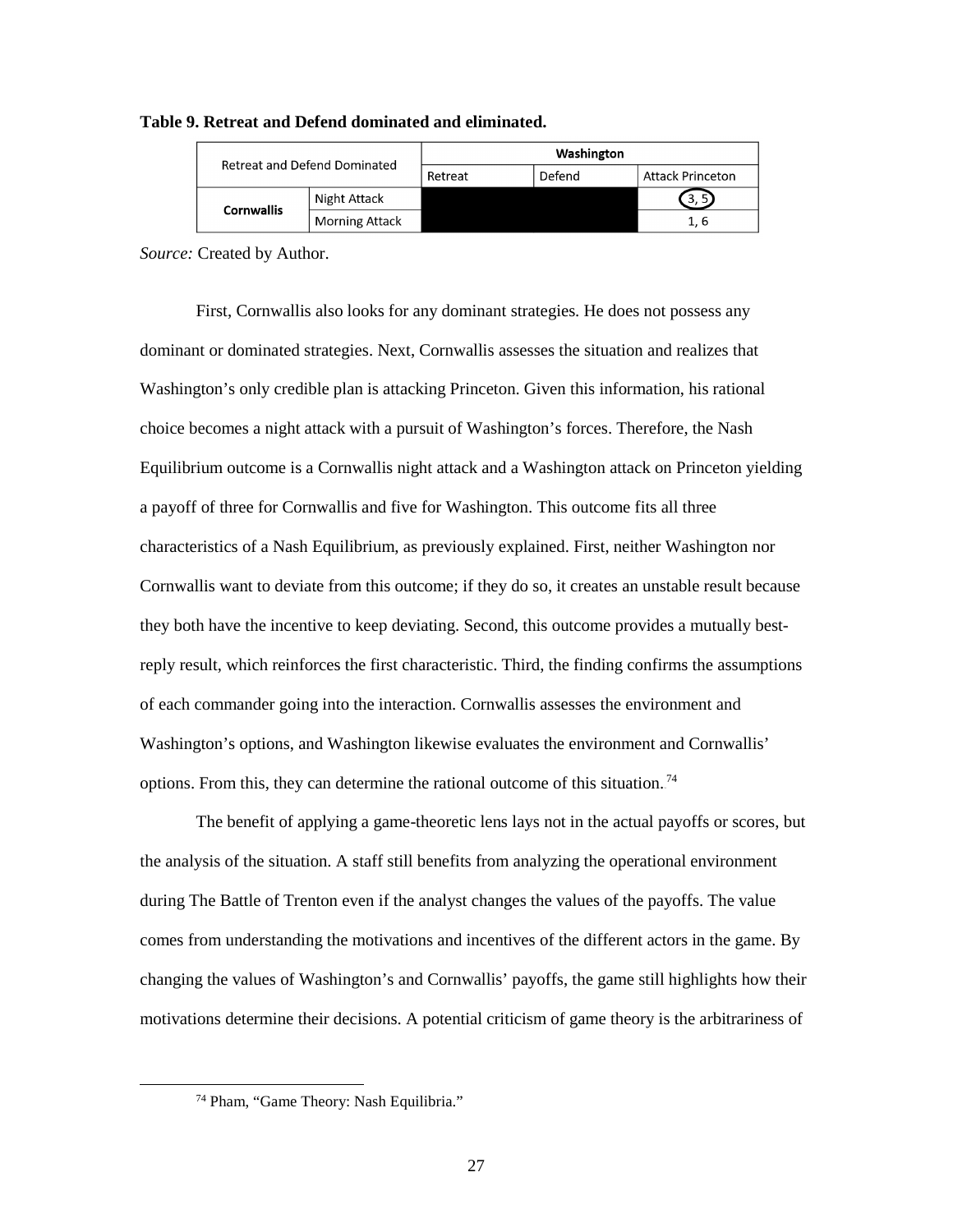**Table 9. Retreat and Defend dominated and eliminated.**

| Retreat and Defend Dominated | | Washington | | |
|---|---|---|---|---|
| | | Retreat | Defend | Attack Princeton |
| Cornwallis | Night Attack | | | 3, 5 |
| | Morning Attack | | | 1, 6 |

*Source:* Created by Author.

First, Cornwallis also looks for any dominant strategies. He does not possess any dominant or dominated strategies. Next, Cornwallis assesses the situation and realizes that Washington's only credible plan is attacking Princeton. Given this information, his rational choice becomes a night attack with a pursuit of Washington's forces. Therefore, the Nash Equilibrium outcome is a Cornwallis night attack and a Washington attack on Princeton yielding a payoff of three for Cornwallis and five for Washington. This outcome fits all three characteristics of a Nash Equilibrium, as previously explained. First, neither Washington nor Cornwallis want to deviate from this outcome; if they do so, it creates an unstable result because they both have the incentive to keep deviating. Second, this outcome provides a mutually best-reply result, which reinforces the first characteristic. Third, the finding confirms the assumptions of each commander going into the interaction. Cornwallis assesses the environment and Washington's options, and Washington likewise evaluates the environment and Cornwallis' options. From this, they can determine the rational outcome of this situation.[74]

The benefit of applying a game-theoretic lens lays not in the actual payoffs or scores, but the analysis of the situation. A staff still benefits from analyzing the operational environment during The Battle of Trenton even if the analyst changes the values of the payoffs. The value comes from understanding the motivations and incentives of the different actors in the game. By changing the values of Washington's and Cornwallis' payoffs, the game still highlights how their motivations determine their decisions. A potential criticism of game theory is the arbitrariness of

[74] Pham, "Game Theory: Nash Equilibria."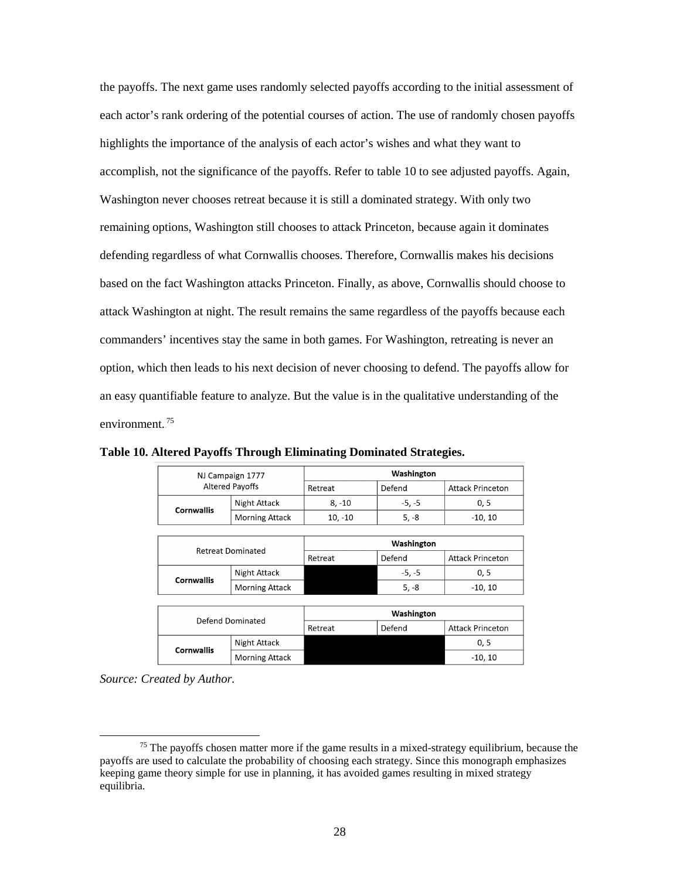the payoffs. The next game uses randomly selected payoffs according to the initial assessment of each actor's rank ordering of the potential courses of action. The use of randomly chosen payoffs highlights the importance of the analysis of each actor's wishes and what they want to accomplish, not the significance of the payoffs. Refer to table 10 to see adjusted payoffs. Again, Washington never chooses retreat because it is still a dominated strategy. With only two remaining options, Washington still chooses to attack Princeton, because again it dominates defending regardless of what Cornwallis chooses. Therefore, Cornwallis makes his decisions based on the fact Washington attacks Princeton. Finally, as above, Cornwallis should choose to attack Washington at night. The result remains the same regardless of the payoffs because each commanders' incentives stay the same in both games. For Washington, retreating is never an option, which then leads to his next decision of never choosing to defend. The payoffs allow for an easy quantifiable feature to analyze. But the value is in the qualitative understanding of the environment.[75]

**Table 10. Altered Payoffs Through Eliminating Dominated Strategies.**

| NJ Campaign 1777 Altered Payoffs | | Washington | | |
|---|---|---|---|---|
| | | Retreat | Defend | Attack Princeton |
| Cornwallis | Night Attack | 8, -10 | -5, -5 | 0, 5 |
| | Morning Attack | 10, -10 | 5, -8 | -10, 10 |

| Retreat Dominated | | Washington | | |
|---|---|---|---|---|
| | | Retreat | Defend | Attack Princeton |
| Cornwallis | Night Attack | | -5, -5 | 0, 5 |
| | Morning Attack | | 5, -8 | -10, 10 |

| Defend Dominated | | Washington | | |
|---|---|---|---|---|
| | | Retreat | Defend | Attack Princeton |
| Cornwallis | Night Attack | | | 0, 5 |
| | Morning Attack | | | -10, 10 |

*Source: Created by Author.*

[75] The payoffs chosen matter more if the game results in a mixed-strategy equilibrium, because the payoffs are used to calculate the probability of choosing each strategy. Since this monograph emphasizes keeping game theory simple for use in planning, it has avoided games resulting in mixed strategy equilibria.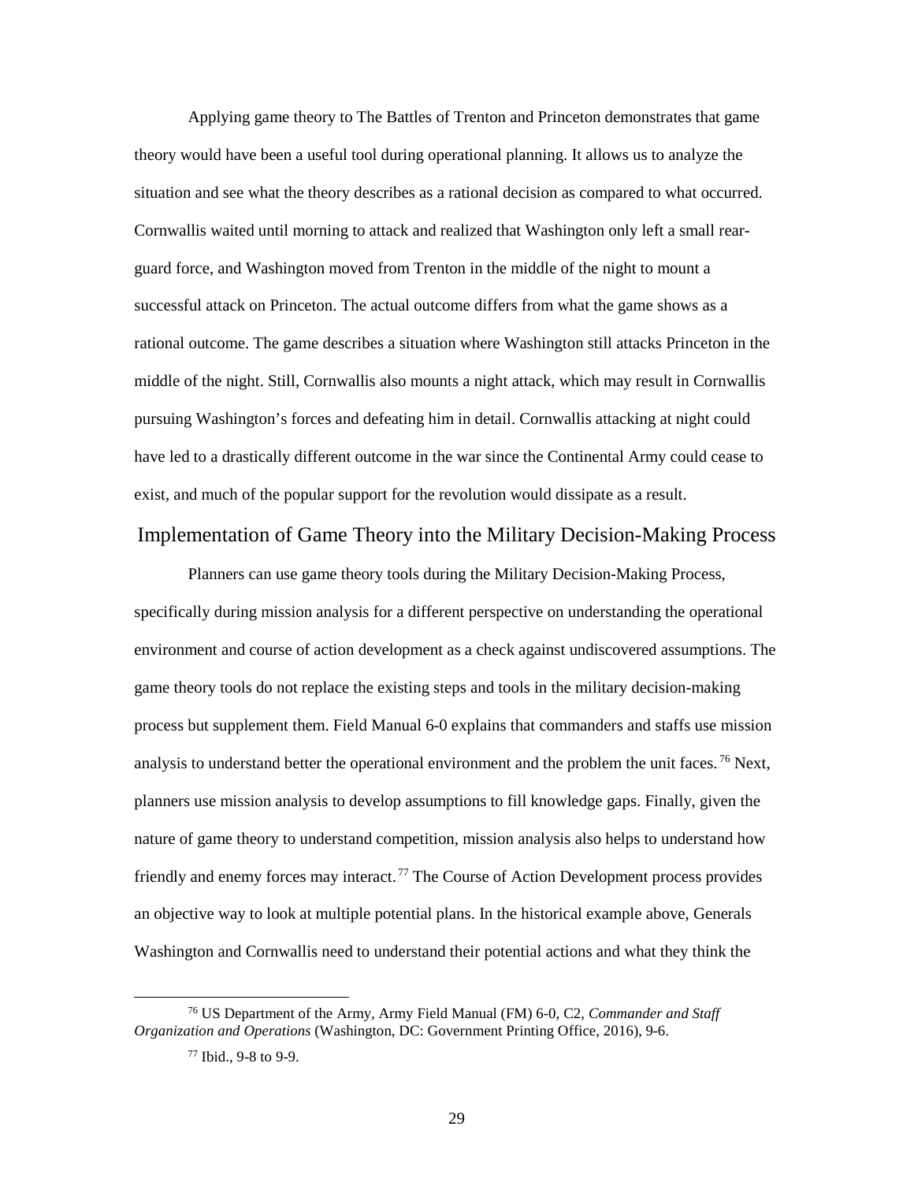Applying game theory to The Battles of Trenton and Princeton demonstrates that game theory would have been a useful tool during operational planning. It allows us to analyze the situation and see what the theory describes as a rational decision as compared to what occurred. Cornwallis waited until morning to attack and realized that Washington only left a small rear-guard force, and Washington moved from Trenton in the middle of the night to mount a successful attack on Princeton. The actual outcome differs from what the game shows as a rational outcome. The game describes a situation where Washington still attacks Princeton in the middle of the night. Still, Cornwallis also mounts a night attack, which may result in Cornwallis pursuing Washington's forces and defeating him in detail. Cornwallis attacking at night could have led to a drastically different outcome in the war since the Continental Army could cease to exist, and much of the popular support for the revolution would dissipate as a result.

## Implementation of Game Theory into the Military Decision-Making Process

Planners can use game theory tools during the Military Decision-Making Process, specifically during mission analysis for a different perspective on understanding the operational environment and course of action development as a check against undiscovered assumptions. The game theory tools do not replace the existing steps and tools in the military decision-making process but supplement them. Field Manual 6-0 explains that commanders and staffs use mission analysis to understand better the operational environment and the problem the unit faces.[76] Next, planners use mission analysis to develop assumptions to fill knowledge gaps. Finally, given the nature of game theory to understand competition, mission analysis also helps to understand how friendly and enemy forces may interact.[77] The Course of Action Development process provides an objective way to look at multiple potential plans. In the historical example above, Generals Washington and Cornwallis need to understand their potential actions and what they think the

[76] US Department of the Army, Army Field Manual (FM) 6-0, C2, *Commander and Staff Organization and Operations* (Washington, DC: Government Printing Office, 2016), 9-6.

[77] Ibid., 9-8 to 9-9.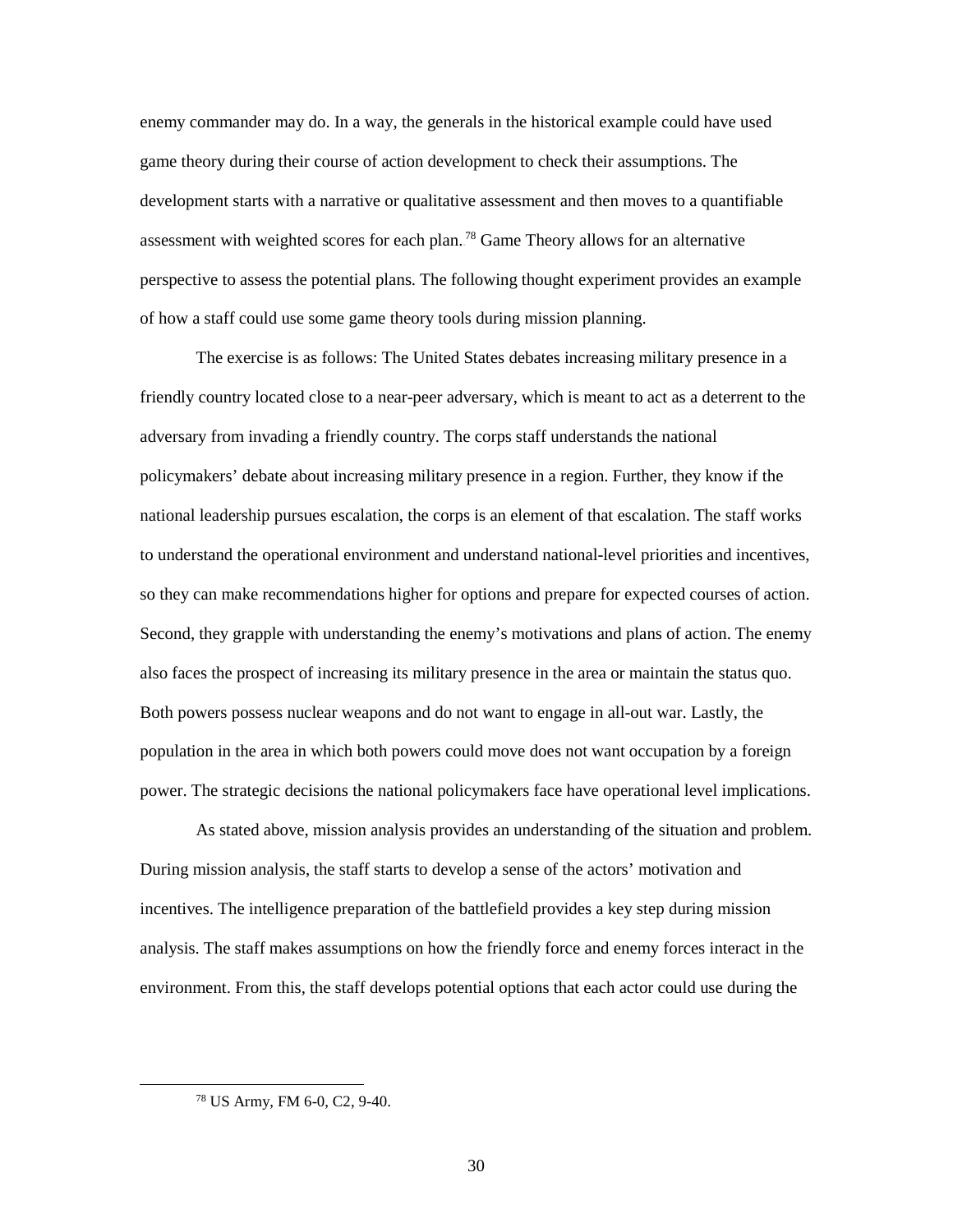enemy commander may do. In a way, the generals in the historical example could have used game theory during their course of action development to check their assumptions. The development starts with a narrative or qualitative assessment and then moves to a quantifiable assessment with weighted scores for each plan.[78] Game Theory allows for an alternative perspective to assess the potential plans. The following thought experiment provides an example of how a staff could use some game theory tools during mission planning.

The exercise is as follows: The United States debates increasing military presence in a friendly country located close to a near-peer adversary, which is meant to act as a deterrent to the adversary from invading a friendly country. The corps staff understands the national policymakers' debate about increasing military presence in a region. Further, they know if the national leadership pursues escalation, the corps is an element of that escalation. The staff works to understand the operational environment and understand national-level priorities and incentives, so they can make recommendations higher for options and prepare for expected courses of action. Second, they grapple with understanding the enemy's motivations and plans of action. The enemy also faces the prospect of increasing its military presence in the area or maintain the status quo. Both powers possess nuclear weapons and do not want to engage in all-out war. Lastly, the population in the area in which both powers could move does not want occupation by a foreign power. The strategic decisions the national policymakers face have operational level implications.

As stated above, mission analysis provides an understanding of the situation and problem. During mission analysis, the staff starts to develop a sense of the actors' motivation and incentives. The intelligence preparation of the battlefield provides a key step during mission analysis. The staff makes assumptions on how the friendly force and enemy forces interact in the environment. From this, the staff develops potential options that each actor could use during the

[78] US Army, FM 6-0, C2, 9-40.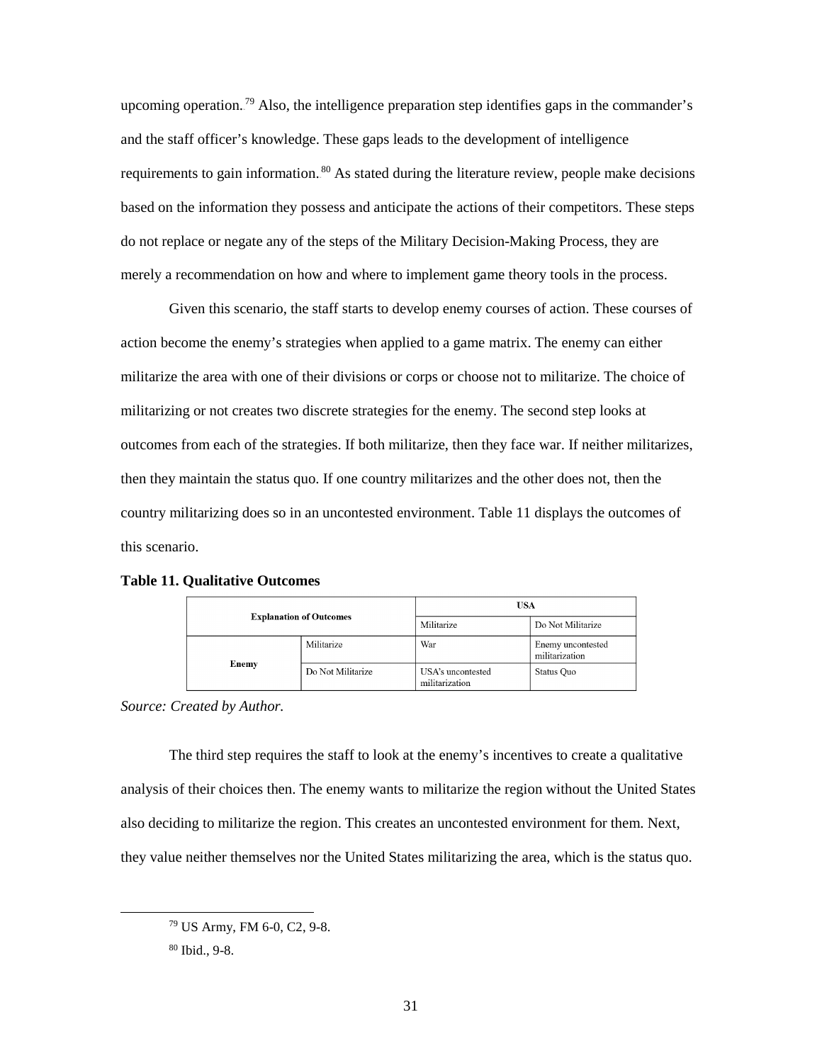upcoming operation.[79] Also, the intelligence preparation step identifies gaps in the commander's and the staff officer's knowledge. These gaps leads to the development of intelligence requirements to gain information.[80] As stated during the literature review, people make decisions based on the information they possess and anticipate the actions of their competitors. These steps do not replace or negate any of the steps of the Military Decision-Making Process, they are merely a recommendation on how and where to implement game theory tools in the process.

Given this scenario, the staff starts to develop enemy courses of action. These courses of action become the enemy's strategies when applied to a game matrix. The enemy can either militarize the area with one of their divisions or corps or choose not to militarize. The choice of militarizing or not creates two discrete strategies for the enemy. The second step looks at outcomes from each of the strategies. If both militarize, then they face war. If neither militarizes, then they maintain the status quo. If one country militarizes and the other does not, then the country militarizing does so in an uncontested environment. Table 11 displays the outcomes of this scenario.

**Table 11. Qualitative Outcomes**

| **Explanation of Outcomes** | | **USA** | |
|---|---|---|---|
| | | Militarize | Do Not Militarize |
| **Enemy** | Militarize | War | Enemy uncontested militarization |
| | Do Not Militarize | USA's uncontested militarization | Status Quo |

*Source: Created by Author.*

The third step requires the staff to look at the enemy's incentives to create a qualitative analysis of their choices then. The enemy wants to militarize the region without the United States also deciding to militarize the region. This creates an uncontested environment for them. Next, they value neither themselves nor the United States militarizing the area, which is the status quo.

[79] US Army, FM 6-0, C2, 9-8.

[80] Ibid., 9-8.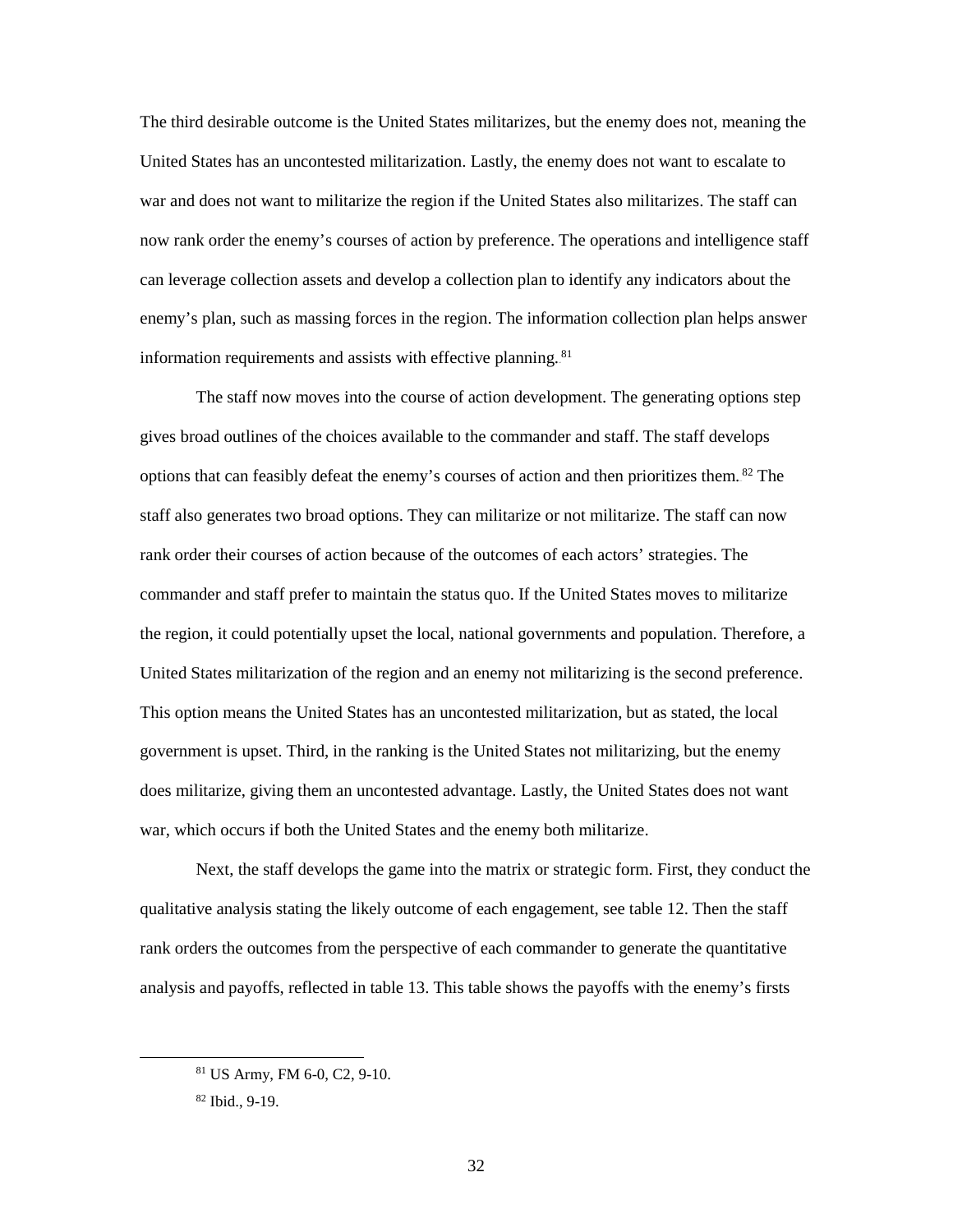The third desirable outcome is the United States militarizes, but the enemy does not, meaning the United States has an uncontested militarization. Lastly, the enemy does not want to escalate to war and does not want to militarize the region if the United States also militarizes. The staff can now rank order the enemy's courses of action by preference. The operations and intelligence staff can leverage collection assets and develop a collection plan to identify any indicators about the enemy's plan, such as massing forces in the region. The information collection plan helps answer information requirements and assists with effective planning.[81]

The staff now moves into the course of action development. The generating options step gives broad outlines of the choices available to the commander and staff. The staff develops options that can feasibly defeat the enemy's courses of action and then prioritizes them.[82] The staff also generates two broad options. They can militarize or not militarize. The staff can now rank order their courses of action because of the outcomes of each actors' strategies. The commander and staff prefer to maintain the status quo. If the United States moves to militarize the region, it could potentially upset the local, national governments and population. Therefore, a United States militarization of the region and an enemy not militarizing is the second preference. This option means the United States has an uncontested militarization, but as stated, the local government is upset. Third, in the ranking is the United States not militarizing, but the enemy does militarize, giving them an uncontested advantage. Lastly, the United States does not want war, which occurs if both the United States and the enemy both militarize.

Next, the staff develops the game into the matrix or strategic form. First, they conduct the qualitative analysis stating the likely outcome of each engagement, see table 12. Then the staff rank orders the outcomes from the perspective of each commander to generate the quantitative analysis and payoffs, reflected in table 13. This table shows the payoffs with the enemy's firsts

[81] US Army, FM 6-0, C2, 9-10.

[82] Ibid., 9-19.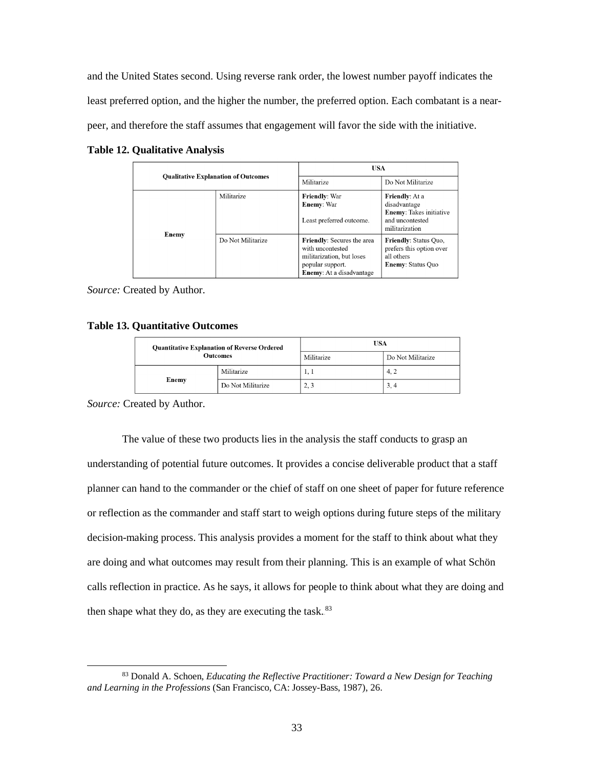and the United States second. Using reverse rank order, the lowest number payoff indicates the least preferred option, and the higher the number, the preferred option. Each combatant is a near-peer, and therefore the staff assumes that engagement will favor the side with the initiative.

**Table 12. Qualitative Analysis**

| **Qualitative Explanation of Outcomes** | | **USA** | |
|---|---|---|---|
| | | Militarize | Do Not Militarize |
| **Enemy** | Militarize | **Friendly**: War<br>**Enemy**: War<br><br>Least preferred outcome. | **Friendly**: At a disadvantage<br>**Enemy**: Takes initiative and uncontested militarization |
| | Do Not Militarize | **Friendly**: Secures the area with uncontested militarization, but loses popular support.<br>**Enemy**: At a disadvantage | **Friendly**: Status Quo, prefers this option over all others<br>**Enemy**: Status Quo |

*Source:* Created by Author.

**Table 13. Quantitative Outcomes**

| **Quantitative Explanation of Reverse Ordered Outcomes** | | **USA** | |
|---|---|---|---|
| | | Militarize | Do Not Militarize |
| **Enemy** | Militarize | 1, 1 | 4, 2 |
| | Do Not Militarize | 2, 3 | 3, 4 |

*Source:* Created by Author.

The value of these two products lies in the analysis the staff conducts to grasp an understanding of potential future outcomes. It provides a concise deliverable product that a staff planner can hand to the commander or the chief of staff on one sheet of paper for future reference or reflection as the commander and staff start to weigh options during future steps of the military decision-making process. This analysis provides a moment for the staff to think about what they are doing and what outcomes may result from their planning. This is an example of what Schön calls reflection in practice. As he says, it allows for people to think about what they are doing and then shape what they do, as they are executing the task.[83]

[83] Donald A. Schoen, *Educating the Reflective Practitioner: Toward a New Design for Teaching and Learning in the Professions* (San Francisco, CA: Jossey-Bass, 1987), 26.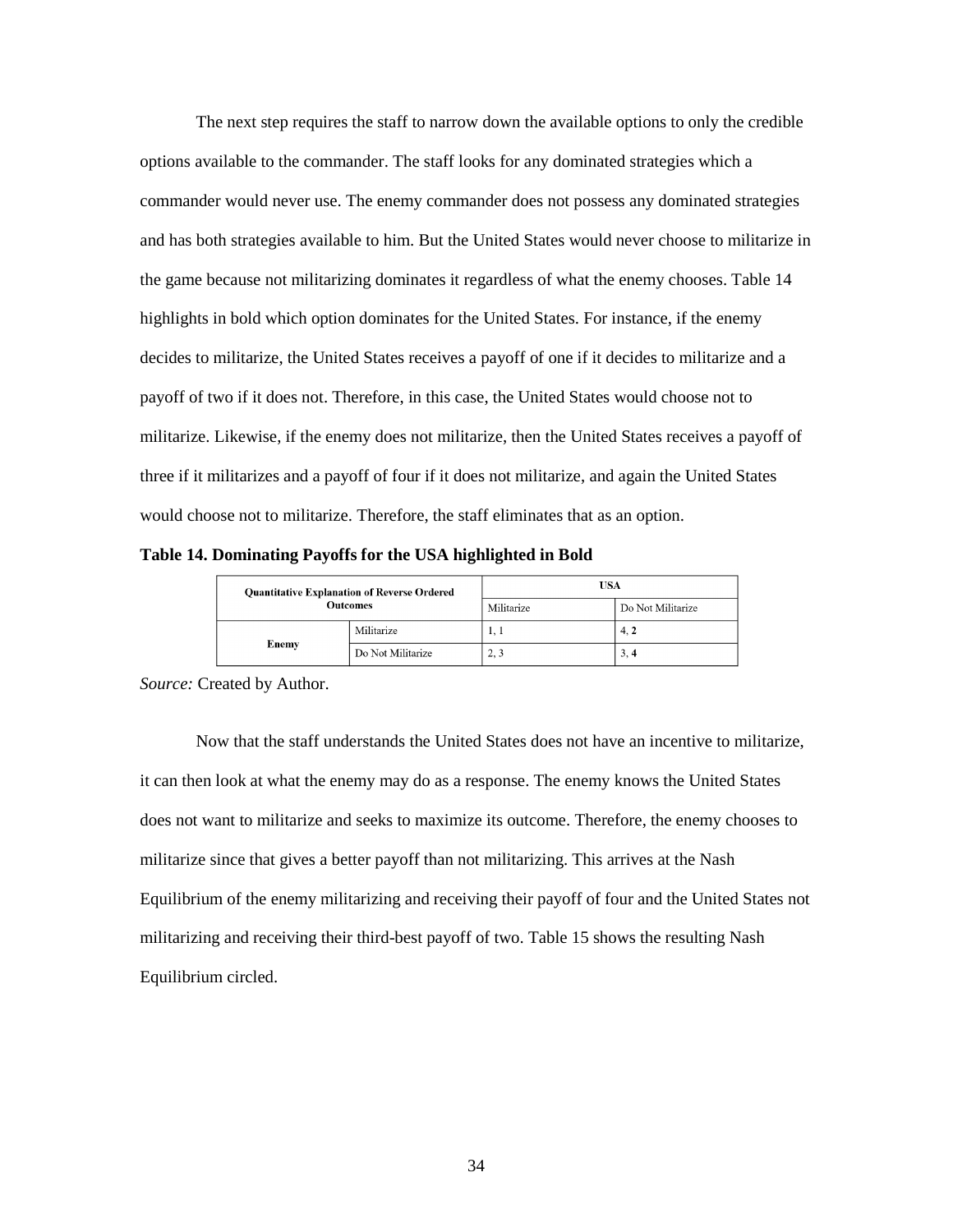The next step requires the staff to narrow down the available options to only the credible options available to the commander. The staff looks for any dominated strategies which a commander would never use. The enemy commander does not possess any dominated strategies and has both strategies available to him. But the United States would never choose to militarize in the game because not militarizing dominates it regardless of what the enemy chooses. Table 14 highlights in bold which option dominates for the United States. For instance, if the enemy decides to militarize, the United States receives a payoff of one if it decides to militarize and a payoff of two if it does not. Therefore, in this case, the United States would choose not to militarize. Likewise, if the enemy does not militarize, then the United States receives a payoff of three if it militarizes and a payoff of four if it does not militarize, and again the United States would choose not to militarize. Therefore, the staff eliminates that as an option.

**Table 14. Dominating Payoffs for the USA highlighted in Bold**

| **Quantitative Explanation of Reverse Ordered Outcomes** | | **USA** | |
|---|---|---|---|
| | | Militarize | Do Not Militarize |
| **Enemy** | Militarize | 1, 1 | 4, **2** |
| | Do Not Militarize | 2, 3 | 3, **4** |

*Source:* Created by Author.

Now that the staff understands the United States does not have an incentive to militarize, it can then look at what the enemy may do as a response. The enemy knows the United States does not want to militarize and seeks to maximize its outcome. Therefore, the enemy chooses to militarize since that gives a better payoff than not militarizing. This arrives at the Nash Equilibrium of the enemy militarizing and receiving their payoff of four and the United States not militarizing and receiving their third-best payoff of two. Table 15 shows the resulting Nash Equilibrium circled.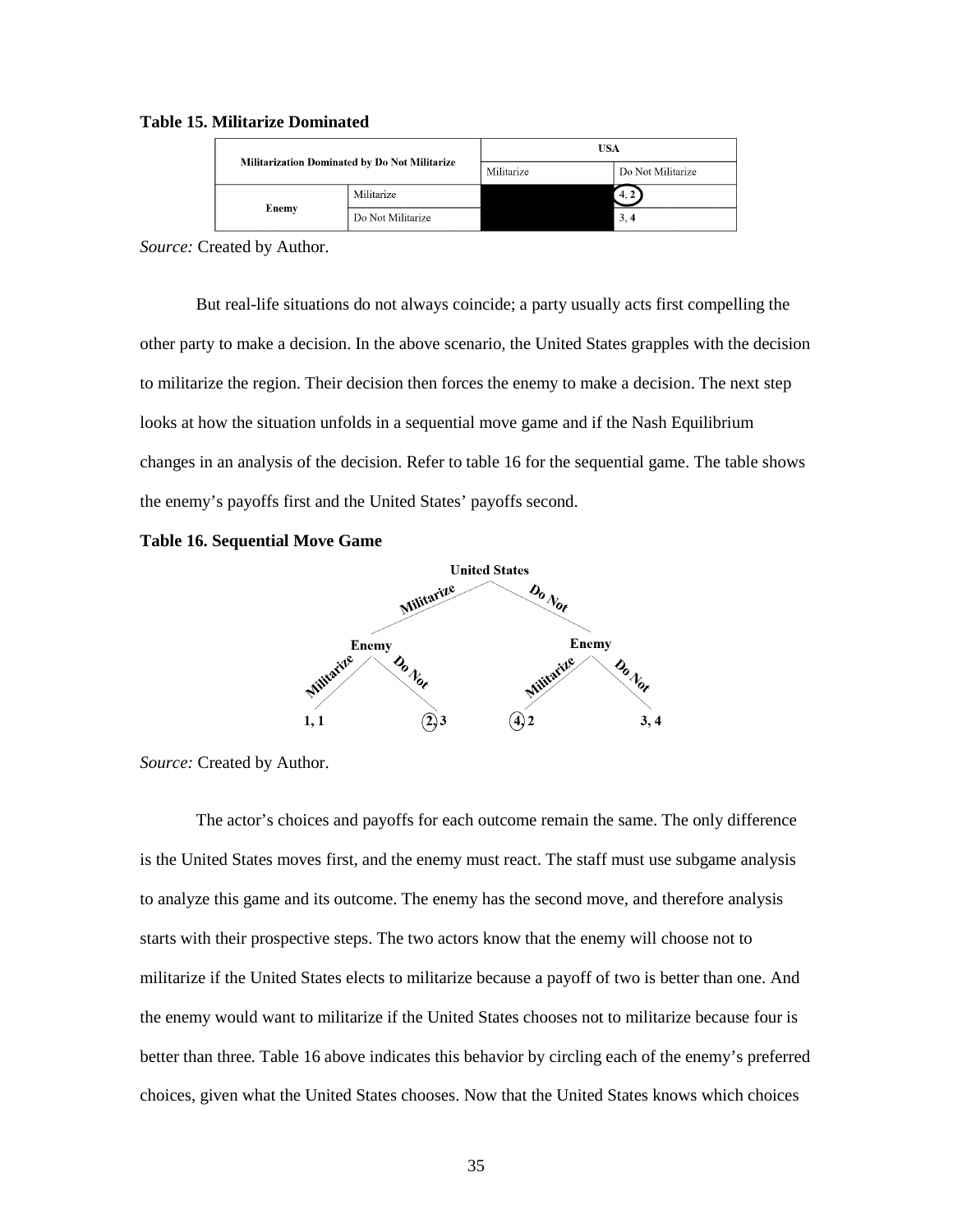**Table 15. Militarize Dominated**

| Militarization Dominated by Do Not Militarize | | USA | |
|---|---|---|---|
| | | Militarize | Do Not Militarize |
| Enemy | Militarize | | 4, 2 |
| | Do Not Militarize | | 3, 4 |

*Source:* Created by Author.

But real-life situations do not always coincide; a party usually acts first compelling the other party to make a decision. In the above scenario, the United States grapples with the decision to militarize the region. Their decision then forces the enemy to make a decision. The next step looks at how the situation unfolds in a sequential move game and if the Nash Equilibrium changes in an analysis of the decision. Refer to table 16 for the sequential game. The table shows the enemy's payoffs first and the United States' payoffs second.

**Table 16. Sequential Move Game**

| United States | Enemy | Payoffs (Enemy, United States) |
|---|---|---|
| Militarize | Militarize | 1, 1 |
| Militarize | Do Not | 2, 3 |
| Do Not | Militarize | 4, 2 |
| Do Not | Do Not | 3, 4 |

*Source:* Created by Author.

The actor's choices and payoffs for each outcome remain the same. The only difference is the United States moves first, and the enemy must react. The staff must use subgame analysis to analyze this game and its outcome. The enemy has the second move, and therefore analysis starts with their prospective steps. The two actors know that the enemy will choose not to militarize if the United States elects to militarize because a payoff of two is better than one. And the enemy would want to militarize if the United States chooses not to militarize because four is better than three. Table 16 above indicates this behavior by circling each of the enemy's preferred choices, given what the United States chooses. Now that the United States knows which choices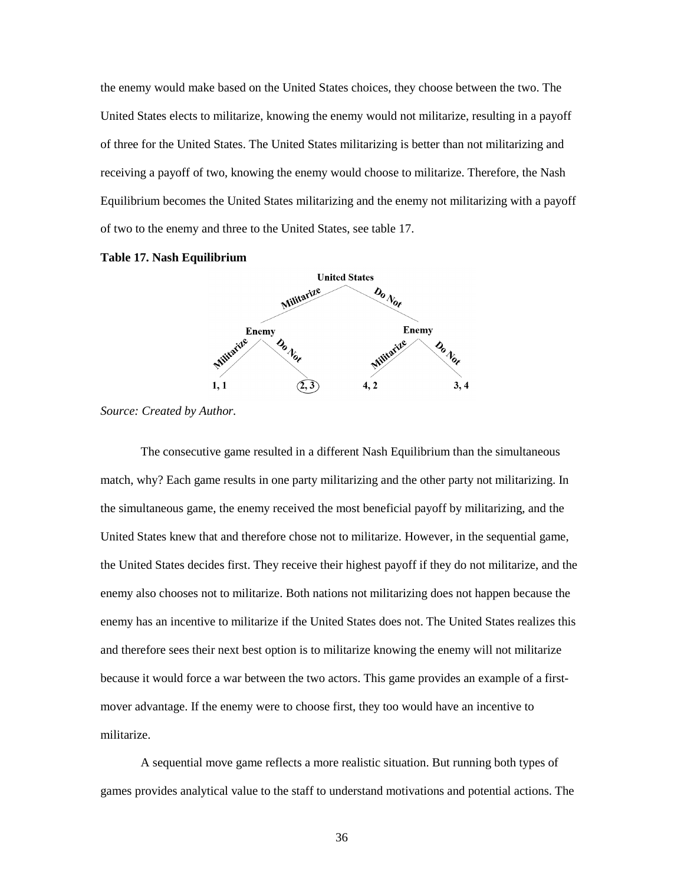the enemy would make based on the United States choices, they choose between the two. The United States elects to militarize, knowing the enemy would not militarize, resulting in a payoff of three for the United States. The United States militarizing is better than not militarizing and receiving a payoff of two, knowing the enemy would choose to militarize. Therefore, the Nash Equilibrium becomes the United States militarizing and the enemy not militarizing with a payoff of two to the enemy and three to the United States, see table 17.

**Table 17. Nash Equilibrium**

*Source: Created by Author.*

The consecutive game resulted in a different Nash Equilibrium than the simultaneous match, why? Each game results in one party militarizing and the other party not militarizing. In the simultaneous game, the enemy received the most beneficial payoff by militarizing, and the United States knew that and therefore chose not to militarize. However, in the sequential game, the United States decides first. They receive their highest payoff if they do not militarize, and the enemy also chooses not to militarize. Both nations not militarizing does not happen because the enemy has an incentive to militarize if the United States does not. The United States realizes this and therefore sees their next best option is to militarize knowing the enemy will not militarize because it would force a war between the two actors. This game provides an example of a first-mover advantage. If the enemy were to choose first, they too would have an incentive to militarize.

A sequential move game reflects a more realistic situation. But running both types of games provides analytical value to the staff to understand motivations and potential actions. The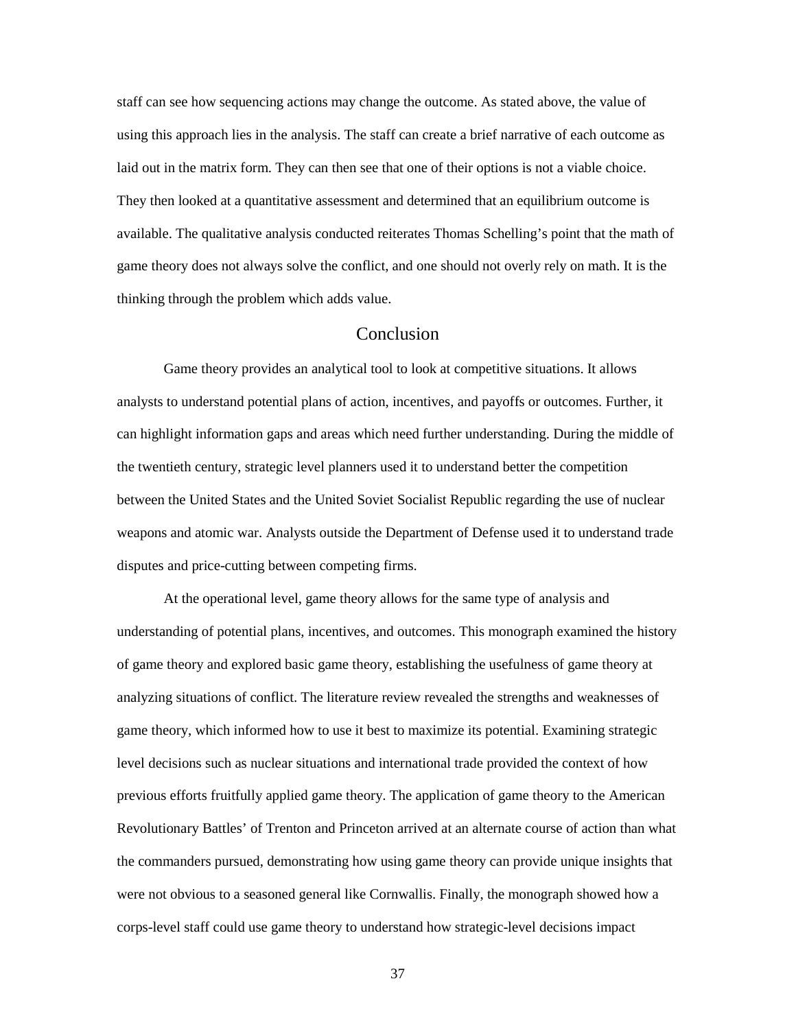staff can see how sequencing actions may change the outcome. As stated above, the value of using this approach lies in the analysis. The staff can create a brief narrative of each outcome as laid out in the matrix form. They can then see that one of their options is not a viable choice. They then looked at a quantitative assessment and determined that an equilibrium outcome is available. The qualitative analysis conducted reiterates Thomas Schelling's point that the math of game theory does not always solve the conflict, and one should not overly rely on math. It is the thinking through the problem which adds value.

## Conclusion

Game theory provides an analytical tool to look at competitive situations. It allows analysts to understand potential plans of action, incentives, and payoffs or outcomes. Further, it can highlight information gaps and areas which need further understanding. During the middle of the twentieth century, strategic level planners used it to understand better the competition between the United States and the United Soviet Socialist Republic regarding the use of nuclear weapons and atomic war. Analysts outside the Department of Defense used it to understand trade disputes and price-cutting between competing firms.

At the operational level, game theory allows for the same type of analysis and understanding of potential plans, incentives, and outcomes. This monograph examined the history of game theory and explored basic game theory, establishing the usefulness of game theory at analyzing situations of conflict. The literature review revealed the strengths and weaknesses of game theory, which informed how to use it best to maximize its potential. Examining strategic level decisions such as nuclear situations and international trade provided the context of how previous efforts fruitfully applied game theory. The application of game theory to the American Revolutionary Battles' of Trenton and Princeton arrived at an alternate course of action than what the commanders pursued, demonstrating how using game theory can provide unique insights that were not obvious to a seasoned general like Cornwallis. Finally, the monograph showed how a corps-level staff could use game theory to understand how strategic-level decisions impact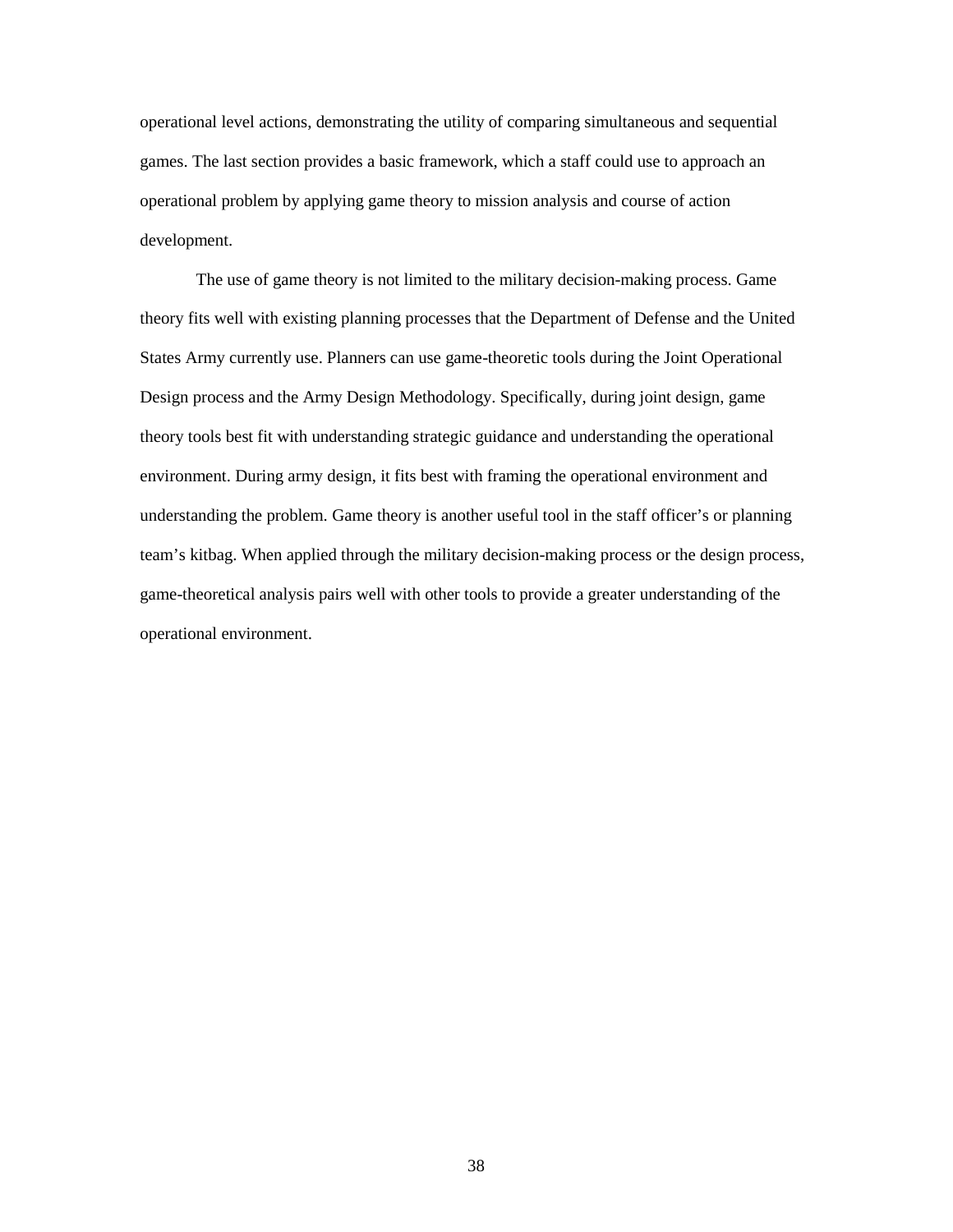operational level actions, demonstrating the utility of comparing simultaneous and sequential games. The last section provides a basic framework, which a staff could use to approach an operational problem by applying game theory to mission analysis and course of action development.

The use of game theory is not limited to the military decision-making process. Game theory fits well with existing planning processes that the Department of Defense and the United States Army currently use. Planners can use game-theoretic tools during the Joint Operational Design process and the Army Design Methodology. Specifically, during joint design, game theory tools best fit with understanding strategic guidance and understanding the operational environment. During army design, it fits best with framing the operational environment and understanding the problem. Game theory is another useful tool in the staff officer's or planning team's kitbag. When applied through the military decision-making process or the design process, game-theoretical analysis pairs well with other tools to provide a greater understanding of the operational environment.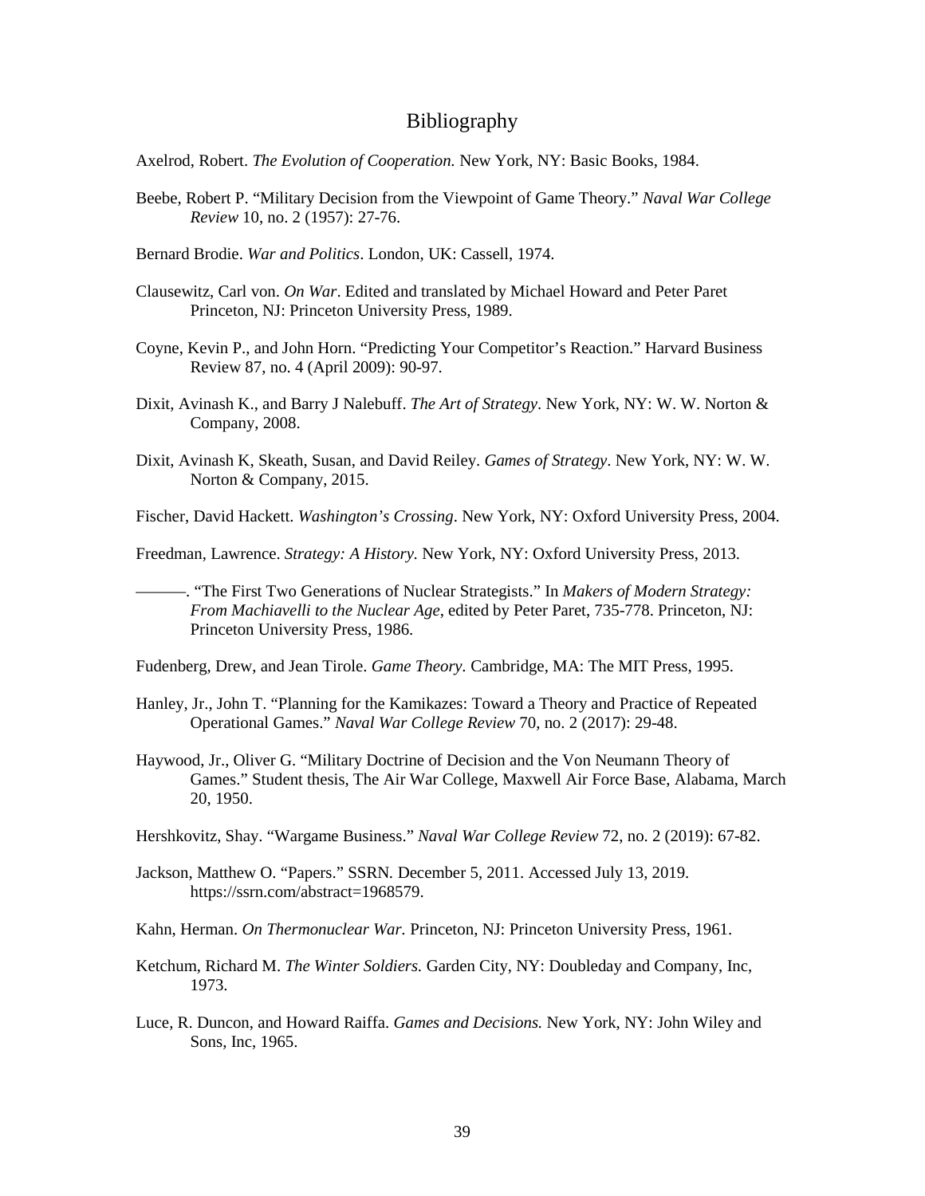# Bibliography

Axelrod, Robert. *The Evolution of Cooperation.* New York, NY: Basic Books, 1984.

Beebe, Robert P. "Military Decision from the Viewpoint of Game Theory." *Naval War College Review* 10, no. 2 (1957): 27-76.

Bernard Brodie. *War and Politics*. London, UK: Cassell, 1974.

Clausewitz, Carl von. *On War*. Edited and translated by Michael Howard and Peter Paret Princeton, NJ: Princeton University Press, 1989.

Coyne, Kevin P., and John Horn. "Predicting Your Competitor's Reaction." Harvard Business Review 87, no. 4 (April 2009): 90-97.

Dixit, Avinash K., and Barry J Nalebuff. *The Art of Strategy*. New York, NY: W. W. Norton & Company, 2008.

Dixit, Avinash K, Skeath, Susan, and David Reiley. *Games of Strategy*. New York, NY: W. W. Norton & Company, 2015.

Fischer, David Hackett. *Washington's Crossing*. New York, NY: Oxford University Press, 2004.

Freedman, Lawrence. *Strategy: A History.* New York, NY: Oxford University Press, 2013.

———. "The First Two Generations of Nuclear Strategists." In *Makers of Modern Strategy: From Machiavelli to the Nuclear Age*, edited by Peter Paret, 735-778. Princeton, NJ: Princeton University Press, 1986.

Fudenberg, Drew, and Jean Tirole. *Game Theory.* Cambridge, MA: The MIT Press, 1995.

Hanley, Jr., John T. "Planning for the Kamikazes: Toward a Theory and Practice of Repeated Operational Games." *Naval War College Review* 70, no. 2 (2017): 29-48.

Haywood, Jr., Oliver G. "Military Doctrine of Decision and the Von Neumann Theory of Games." Student thesis, The Air War College, Maxwell Air Force Base, Alabama, March 20, 1950.

Hershkovitz, Shay. "Wargame Business." *Naval War College Review* 72, no. 2 (2019): 67-82.

Jackson, Matthew O. "Papers." SSRN. December 5, 2011. Accessed July 13, 2019. https://ssrn.com/abstract=1968579.

Kahn, Herman. *On Thermonuclear War.* Princeton, NJ: Princeton University Press, 1961.

Ketchum, Richard M. *The Winter Soldiers.* Garden City, NY: Doubleday and Company, Inc, 1973.

Luce, R. Duncon, and Howard Raiffa. *Games and Decisions.* New York, NY: John Wiley and Sons, Inc, 1965.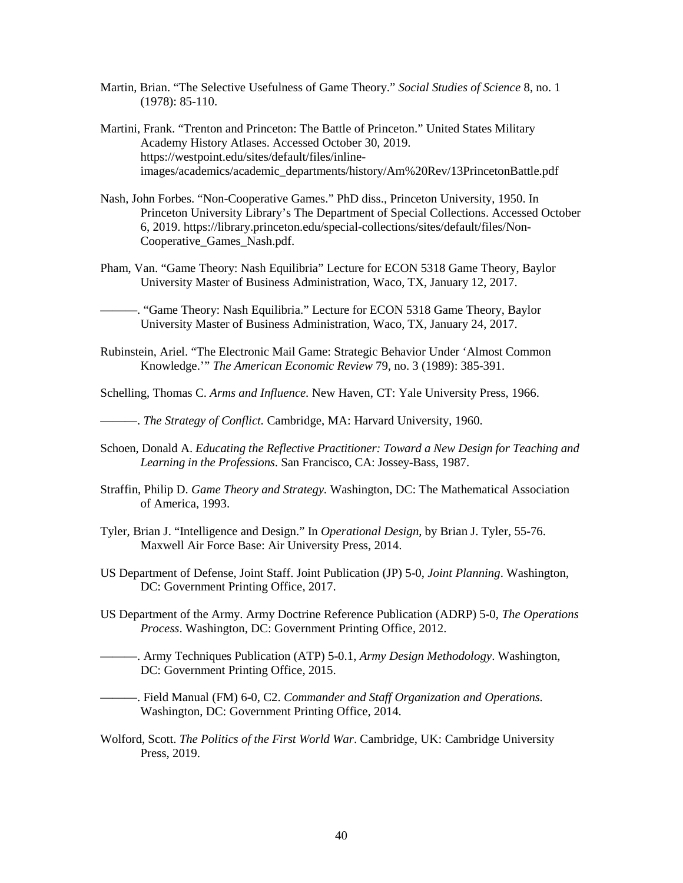Martin, Brian. “The Selective Usefulness of Game Theory.” *Social Studies of Science* 8, no. 1 (1978): 85-110.

Martini, Frank. “Trenton and Princeton: The Battle of Princeton.” United States Military Academy History Atlases. Accessed October 30, 2019. https://westpoint.edu/sites/default/files/inline-images/academics/academic_departments/history/Am%20Rev/13PrincetonBattle.pdf

Nash, John Forbes. “Non-Cooperative Games.” PhD diss., Princeton University, 1950. In Princeton University Library’s The Department of Special Collections. Accessed October 6, 2019. https://library.princeton.edu/special-collections/sites/default/files/Non-Cooperative_Games_Nash.pdf.

Pham, Van. “Game Theory: Nash Equilibria” Lecture for ECON 5318 Game Theory, Baylor University Master of Business Administration, Waco, TX, January 12, 2017.

———. “Game Theory: Nash Equilibria.” Lecture for ECON 5318 Game Theory, Baylor University Master of Business Administration, Waco, TX, January 24, 2017.

Rubinstein, Ariel. “The Electronic Mail Game: Strategic Behavior Under ‘Almost Common Knowledge.’” *The American Economic Review* 79, no. 3 (1989): 385-391.

Schelling, Thomas C. *Arms and Influence.* New Haven, CT: Yale University Press, 1966.

———. *The Strategy of Conflict.* Cambridge, MA: Harvard University, 1960.

Schoen, Donald A. *Educating the Reflective Practitioner: Toward a New Design for Teaching and Learning in the Professions.* San Francisco, CA: Jossey-Bass, 1987.

Straffin, Philip D. *Game Theory and Strategy.* Washington, DC: The Mathematical Association of America, 1993.

Tyler, Brian J. “Intelligence and Design.” In *Operational Design*, by Brian J. Tyler, 55-76. Maxwell Air Force Base: Air University Press, 2014.

US Department of Defense, Joint Staff. Joint Publication (JP) 5-0, *Joint Planning*. Washington, DC: Government Printing Office, 2017.

US Department of the Army. Army Doctrine Reference Publication (ADRP) 5-0, *The Operations Process*. Washington, DC: Government Printing Office, 2012.

———. Army Techniques Publication (ATP) 5-0.1, *Army Design Methodology*. Washington, DC: Government Printing Office, 2015.

———. Field Manual (FM) 6-0, C2. *Commander and Staff Organization and Operations.* Washington, DC: Government Printing Office, 2014.

Wolford, Scott. *The Politics of the First World War*. Cambridge, UK: Cambridge University Press, 2019.